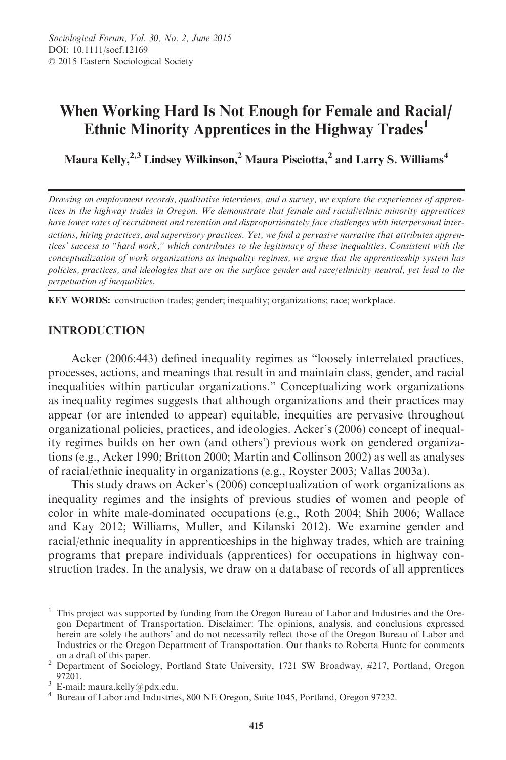Sociological Forum, Vol. 30, No. 2, June 2015
DOI: 10.1111/socf.12169
© 2015 Eastern Sociological Society

# When Working Hard Is Not Enough for Female and Racial/ Ethnic Minority Apprentices in the Highway Trades[1]

**Maura Kelly,[2,3] Lindsey Wilkinson,[2] Maura Pisciotta,[2] and Larry S. Williams[4]**

*Drawing on employment records, qualitative interviews, and a survey, we explore the experiences of apprentices in the highway trades in Oregon. We demonstrate that female and racial/ethnic minority apprentices have lower rates of recruitment and retention and disproportionately face challenges with interpersonal interactions, hiring practices, and supervisory practices. Yet, we find a pervasive narrative that attributes apprentices' success to "hard work," which contributes to the legitimacy of these inequalities. Consistent with the conceptualization of work organizations as inequality regimes, we argue that the apprenticeship system has policies, practices, and ideologies that are on the surface gender and race/ethnicity neutral, yet lead to the perpetuation of inequalities.*

**KEY WORDS:** construction trades; gender; inequality; organizations; race; workplace.

## INTRODUCTION

Acker (2006:443) defined inequality regimes as "loosely interrelated practices, processes, actions, and meanings that result in and maintain class, gender, and racial inequalities within particular organizations." Conceptualizing work organizations as inequality regimes suggests that although organizations and their practices may appear (or are intended to appear) equitable, inequities are pervasive throughout organizational policies, practices, and ideologies. Acker's (2006) concept of inequality regimes builds on her own (and others') previous work on gendered organizations (e.g., Acker 1990; Britton 2000; Martin and Collinson 2002) as well as analyses of racial/ethnic inequality in organizations (e.g., Royster 2003; Vallas 2003a).

This study draws on Acker's (2006) conceptualization of work organizations as inequality regimes and the insights of previous studies of women and people of color in white male-dominated occupations (e.g., Roth 2004; Shih 2006; Wallace and Kay 2012; Williams, Muller, and Kilanski 2012). We examine gender and racial/ethnic inequality in apprenticeships in the highway trades, which are training programs that prepare individuals (apprentices) for occupations in highway construction trades. In the analysis, we draw on a database of records of all apprentices

[1] This project was supported by funding from the Oregon Bureau of Labor and Industries and the Oregon Department of Transportation. Disclaimer: The opinions, analysis, and conclusions expressed herein are solely the authors' and do not necessarily reflect those of the Oregon Bureau of Labor and Industries or the Oregon Department of Transportation. Our thanks to Roberta Hunte for comments on a draft of this paper.

[2] Department of Sociology, Portland State University, 1721 SW Broadway, #217, Portland, Oregon 97201.

[3] E-mail: maura.kelly@pdx.edu.

[4] Bureau of Labor and Industries, 800 NE Oregon, Suite 1045, Portland, Oregon 97232.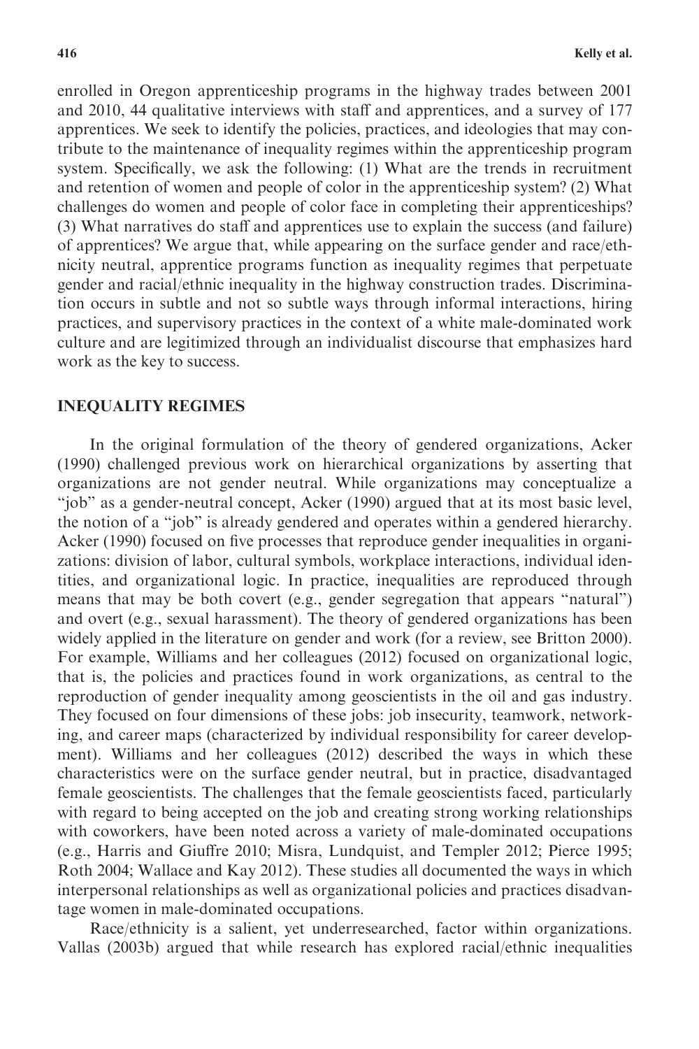enrolled in Oregon apprenticeship programs in the highway trades between 2001 and 2010, 44 qualitative interviews with staff and apprentices, and a survey of 177 apprentices. We seek to identify the policies, practices, and ideologies that may contribute to the maintenance of inequality regimes within the apprenticeship program system. Specifically, we ask the following: (1) What are the trends in recruitment and retention of women and people of color in the apprenticeship system? (2) What challenges do women and people of color face in completing their apprenticeships? (3) What narratives do staff and apprentices use to explain the success (and failure) of apprentices? We argue that, while appearing on the surface gender and race/ethnicity neutral, apprentice programs function as inequality regimes that perpetuate gender and racial/ethnic inequality in the highway construction trades. Discrimination occurs in subtle and not so subtle ways through informal interactions, hiring practices, and supervisory practices in the context of a white male-dominated work culture and are legitimized through an individualist discourse that emphasizes hard work as the key to success.

## INEQUALITY REGIMES

In the original formulation of the theory of gendered organizations, Acker (1990) challenged previous work on hierarchical organizations by asserting that organizations are not gender neutral. While organizations may conceptualize a "job" as a gender-neutral concept, Acker (1990) argued that at its most basic level, the notion of a "job" is already gendered and operates within a gendered hierarchy. Acker (1990) focused on five processes that reproduce gender inequalities in organizations: division of labor, cultural symbols, workplace interactions, individual identities, and organizational logic. In practice, inequalities are reproduced through means that may be both covert (e.g., gender segregation that appears "natural") and overt (e.g., sexual harassment). The theory of gendered organizations has been widely applied in the literature on gender and work (for a review, see Britton 2000). For example, Williams and her colleagues (2012) focused on organizational logic, that is, the policies and practices found in work organizations, as central to the reproduction of gender inequality among geoscientists in the oil and gas industry. They focused on four dimensions of these jobs: job insecurity, teamwork, networking, and career maps (characterized by individual responsibility for career development). Williams and her colleagues (2012) described the ways in which these characteristics were on the surface gender neutral, but in practice, disadvantaged female geoscientists. The challenges that the female geoscientists faced, particularly with regard to being accepted on the job and creating strong working relationships with coworkers, have been noted across a variety of male-dominated occupations (e.g., Harris and Giuffre 2010; Misra, Lundquist, and Templer 2012; Pierce 1995; Roth 2004; Wallace and Kay 2012). These studies all documented the ways in which interpersonal relationships as well as organizational policies and practices disadvantage women in male-dominated occupations.

Race/ethnicity is a salient, yet underresearched, factor within organizations. Vallas (2003b) argued that while research has explored racial/ethnic inequalities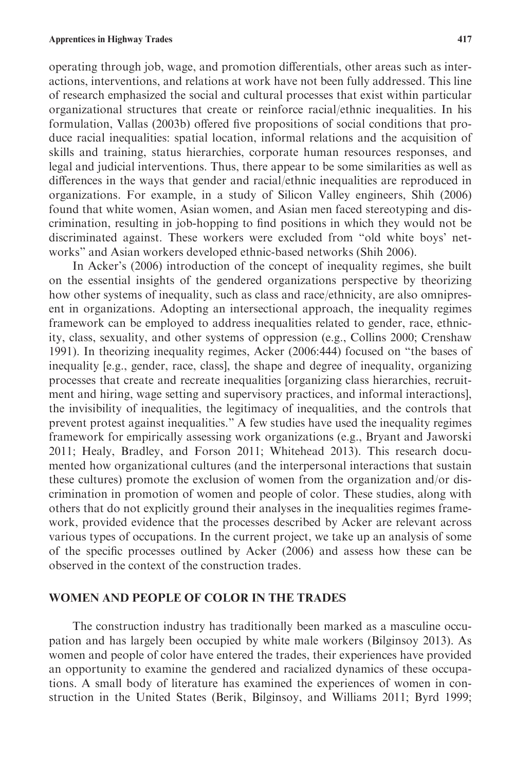operating through job, wage, and promotion differentials, other areas such as interactions, interventions, and relations at work have not been fully addressed. This line of research emphasized the social and cultural processes that exist within particular organizational structures that create or reinforce racial/ethnic inequalities. In his formulation, Vallas (2003b) offered five propositions of social conditions that produce racial inequalities: spatial location, informal relations and the acquisition of skills and training, status hierarchies, corporate human resources responses, and legal and judicial interventions. Thus, there appear to be some similarities as well as differences in the ways that gender and racial/ethnic inequalities are reproduced in organizations. For example, in a study of Silicon Valley engineers, Shih (2006) found that white women, Asian women, and Asian men faced stereotyping and discrimination, resulting in job-hopping to find positions in which they would not be discriminated against. These workers were excluded from "old white boys' networks" and Asian workers developed ethnic-based networks (Shih 2006).

In Acker's (2006) introduction of the concept of inequality regimes, she built on the essential insights of the gendered organizations perspective by theorizing how other systems of inequality, such as class and race/ethnicity, are also omnipresent in organizations. Adopting an intersectional approach, the inequality regimes framework can be employed to address inequalities related to gender, race, ethnicity, class, sexuality, and other systems of oppression (e.g., Collins 2000; Crenshaw 1991). In theorizing inequality regimes, Acker (2006:444) focused on "the bases of inequality [e.g., gender, race, class], the shape and degree of inequality, organizing processes that create and recreate inequalities [organizing class hierarchies, recruitment and hiring, wage setting and supervisory practices, and informal interactions], the invisibility of inequalities, the legitimacy of inequalities, and the controls that prevent protest against inequalities." A few studies have used the inequality regimes framework for empirically assessing work organizations (e.g., Bryant and Jaworski 2011; Healy, Bradley, and Forson 2011; Whitehead 2013). This research documented how organizational cultures (and the interpersonal interactions that sustain these cultures) promote the exclusion of women from the organization and/or discrimination in promotion of women and people of color. These studies, along with others that do not explicitly ground their analyses in the inequalities regimes framework, provided evidence that the processes described by Acker are relevant across various types of occupations. In the current project, we take up an analysis of some of the specific processes outlined by Acker (2006) and assess how these can be observed in the context of the construction trades.

## WOMEN AND PEOPLE OF COLOR IN THE TRADES

The construction industry has traditionally been marked as a masculine occupation and has largely been occupied by white male workers (Bilginsoy 2013). As women and people of color have entered the trades, their experiences have provided an opportunity to examine the gendered and racialized dynamics of these occupations. A small body of literature has examined the experiences of women in construction in the United States (Berik, Bilginsoy, and Williams 2011; Byrd 1999;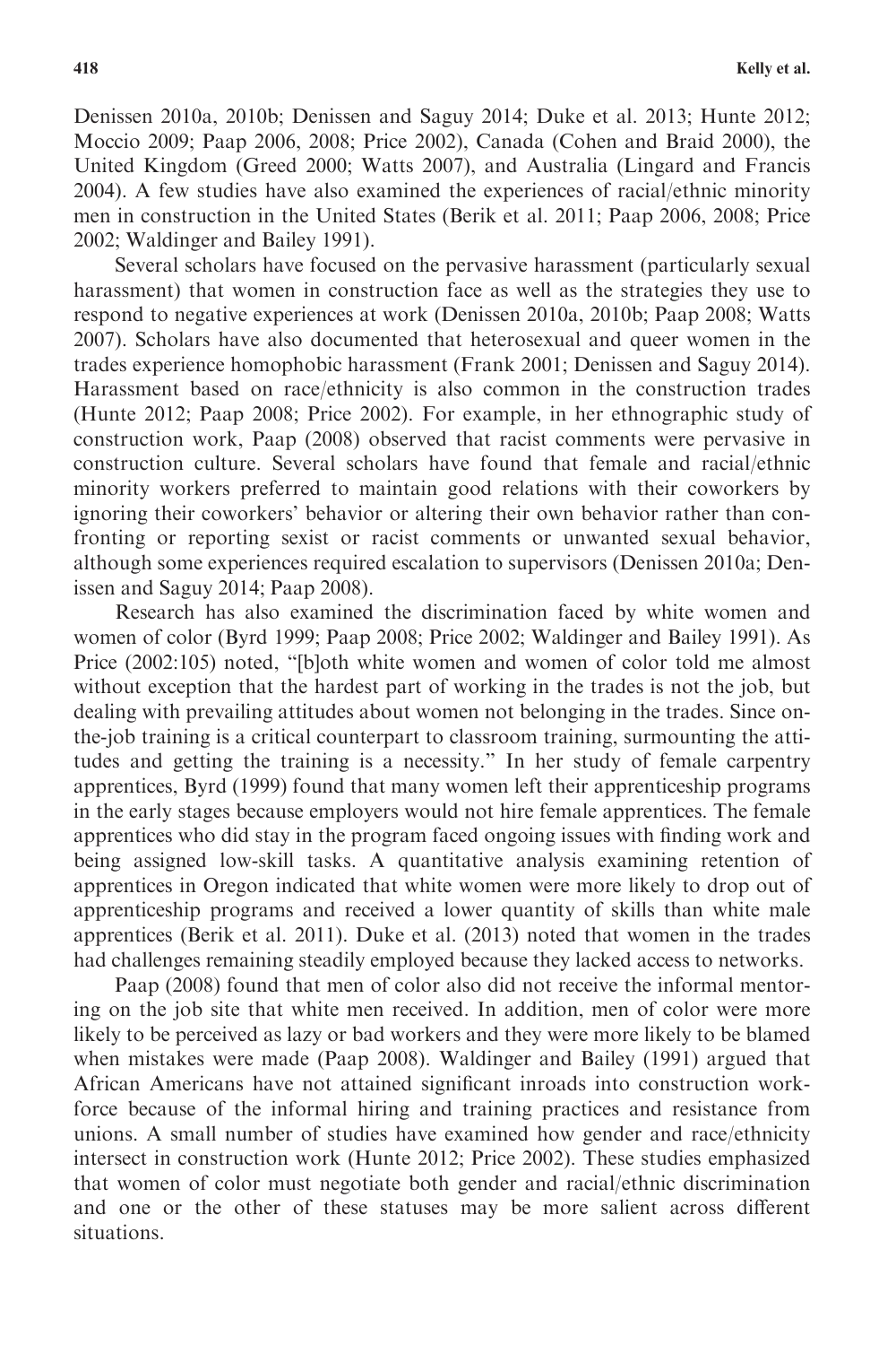Denissen 2010a, 2010b; Denissen and Saguy 2014; Duke et al. 2013; Hunte 2012; Moccio 2009; Paap 2006, 2008; Price 2002), Canada (Cohen and Braid 2000), the United Kingdom (Greed 2000; Watts 2007), and Australia (Lingard and Francis 2004). A few studies have also examined the experiences of racial/ethnic minority men in construction in the United States (Berik et al. 2011; Paap 2006, 2008; Price 2002; Waldinger and Bailey 1991).

Several scholars have focused on the pervasive harassment (particularly sexual harassment) that women in construction face as well as the strategies they use to respond to negative experiences at work (Denissen 2010a, 2010b; Paap 2008; Watts 2007). Scholars have also documented that heterosexual and queer women in the trades experience homophobic harassment (Frank 2001; Denissen and Saguy 2014). Harassment based on race/ethnicity is also common in the construction trades (Hunte 2012; Paap 2008; Price 2002). For example, in her ethnographic study of construction work, Paap (2008) observed that racist comments were pervasive in construction culture. Several scholars have found that female and racial/ethnic minority workers preferred to maintain good relations with their coworkers by ignoring their coworkers' behavior or altering their own behavior rather than confronting or reporting sexist or racist comments or unwanted sexual behavior, although some experiences required escalation to supervisors (Denissen 2010a; Denissen and Saguy 2014; Paap 2008).

Research has also examined the discrimination faced by white women and women of color (Byrd 1999; Paap 2008; Price 2002; Waldinger and Bailey 1991). As Price (2002:105) noted, "[b]oth white women and women of color told me almost without exception that the hardest part of working in the trades is not the job, but dealing with prevailing attitudes about women not belonging in the trades. Since on-the-job training is a critical counterpart to classroom training, surmounting the attitudes and getting the training is a necessity." In her study of female carpentry apprentices, Byrd (1999) found that many women left their apprenticeship programs in the early stages because employers would not hire female apprentices. The female apprentices who did stay in the program faced ongoing issues with finding work and being assigned low-skill tasks. A quantitative analysis examining retention of apprentices in Oregon indicated that white women were more likely to drop out of apprenticeship programs and received a lower quantity of skills than white male apprentices (Berik et al. 2011). Duke et al. (2013) noted that women in the trades had challenges remaining steadily employed because they lacked access to networks.

Paap (2008) found that men of color also did not receive the informal mentoring on the job site that white men received. In addition, men of color were more likely to be perceived as lazy or bad workers and they were more likely to be blamed when mistakes were made (Paap 2008). Waldinger and Bailey (1991) argued that African Americans have not attained significant inroads into construction workforce because of the informal hiring and training practices and resistance from unions. A small number of studies have examined how gender and race/ethnicity intersect in construction work (Hunte 2012; Price 2002). These studies emphasized that women of color must negotiate both gender and racial/ethnic discrimination and one or the other of these statuses may be more salient across different situations.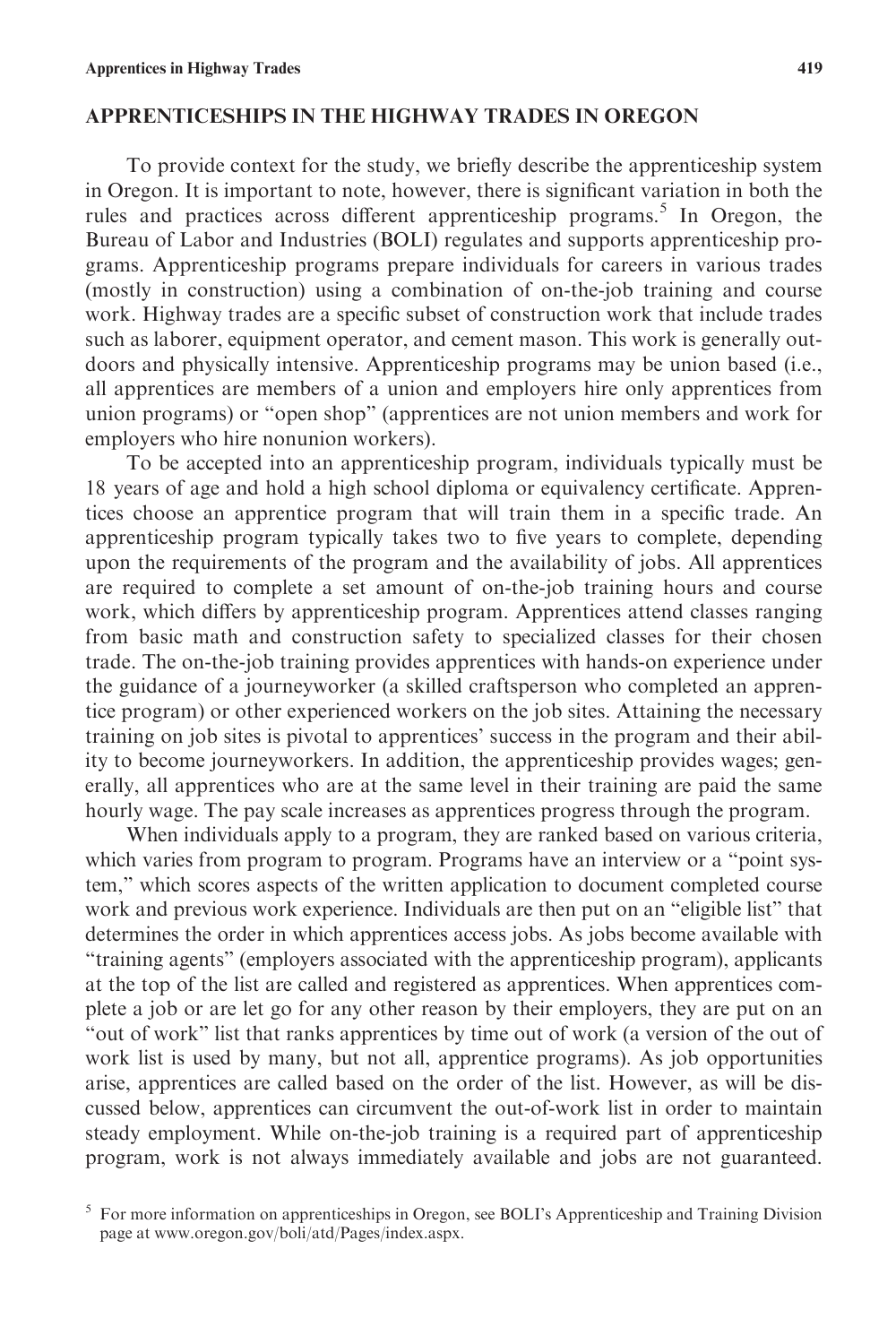## APPRENTICESHIPS IN THE HIGHWAY TRADES IN OREGON

To provide context for the study, we briefly describe the apprenticeship system in Oregon. It is important to note, however, there is significant variation in both the rules and practices across different apprenticeship programs.[5] In Oregon, the Bureau of Labor and Industries (BOLI) regulates and supports apprenticeship programs. Apprenticeship programs prepare individuals for careers in various trades (mostly in construction) using a combination of on-the-job training and course work. Highway trades are a specific subset of construction work that include trades such as laborer, equipment operator, and cement mason. This work is generally outdoors and physically intensive. Apprenticeship programs may be union based (i.e., all apprentices are members of a union and employers hire only apprentices from union programs) or "open shop" (apprentices are not union members and work for employers who hire nonunion workers).

To be accepted into an apprenticeship program, individuals typically must be 18 years of age and hold a high school diploma or equivalency certificate. Apprentices choose an apprentice program that will train them in a specific trade. An apprenticeship program typically takes two to five years to complete, depending upon the requirements of the program and the availability of jobs. All apprentices are required to complete a set amount of on-the-job training hours and course work, which differs by apprenticeship program. Apprentices attend classes ranging from basic math and construction safety to specialized classes for their chosen trade. The on-the-job training provides apprentices with hands-on experience under the guidance of a journeyworker (a skilled craftsperson who completed an apprentice program) or other experienced workers on the job sites. Attaining the necessary training on job sites is pivotal to apprentices' success in the program and their ability to become journeyworkers. In addition, the apprenticeship provides wages; generally, all apprentices who are at the same level in their training are paid the same hourly wage. The pay scale increases as apprentices progress through the program.

When individuals apply to a program, they are ranked based on various criteria, which varies from program to program. Programs have an interview or a "point system," which scores aspects of the written application to document completed course work and previous work experience. Individuals are then put on an "eligible list" that determines the order in which apprentices access jobs. As jobs become available with "training agents" (employers associated with the apprenticeship program), applicants at the top of the list are called and registered as apprentices. When apprentices complete a job or are let go for any other reason by their employers, they are put on an "out of work" list that ranks apprentices by time out of work (a version of the out of work list is used by many, but not all, apprentice programs). As job opportunities arise, apprentices are called based on the order of the list. However, as will be discussed below, apprentices can circumvent the out-of-work list in order to maintain steady employment. While on-the-job training is a required part of apprenticeship program, work is not always immediately available and jobs are not guaranteed.

[5] For more information on apprenticeships in Oregon, see BOLI's Apprenticeship and Training Division page at www.oregon.gov/boli/atd/Pages/index.aspx.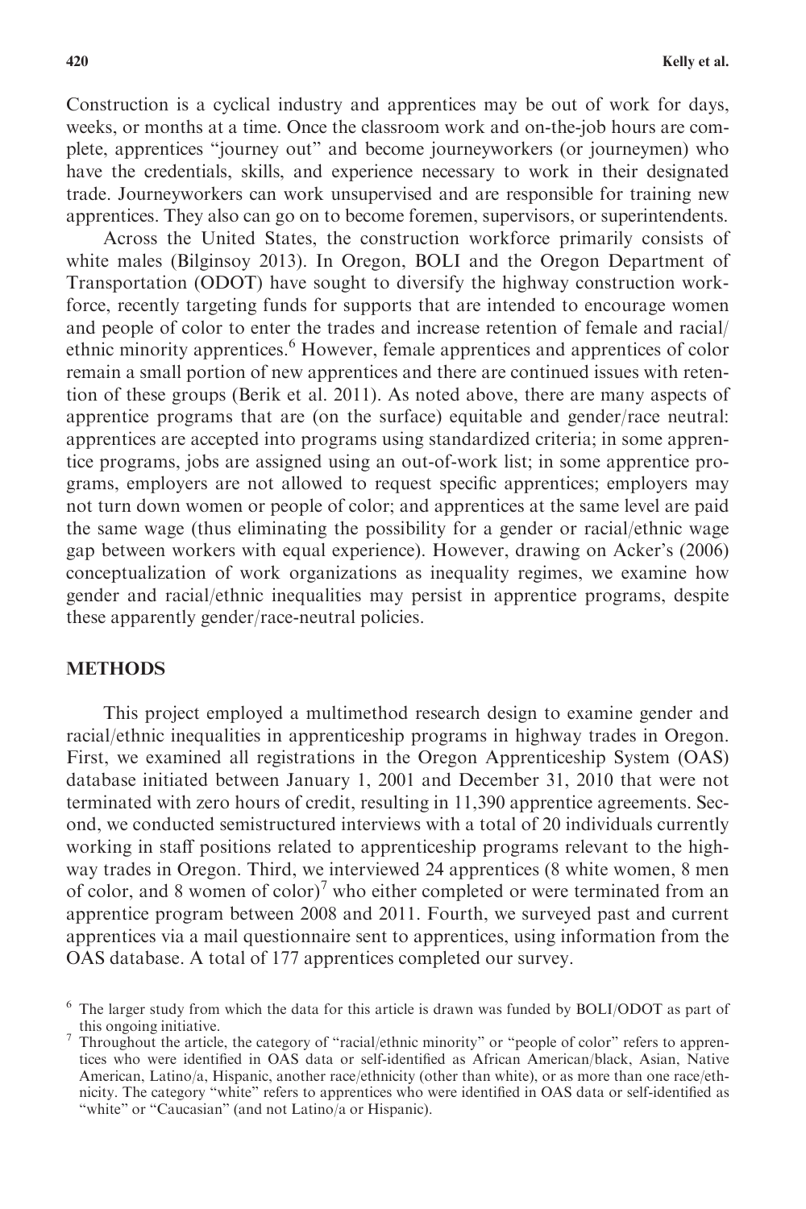Construction is a cyclical industry and apprentices may be out of work for days, weeks, or months at a time. Once the classroom work and on-the-job hours are complete, apprentices "journey out" and become journeyworkers (or journeymen) who have the credentials, skills, and experience necessary to work in their designated trade. Journeyworkers can work unsupervised and are responsible for training new apprentices. They also can go on to become foremen, supervisors, or superintendents.

Across the United States, the construction workforce primarily consists of white males (Bilginsoy 2013). In Oregon, BOLI and the Oregon Department of Transportation (ODOT) have sought to diversify the highway construction workforce, recently targeting funds for supports that are intended to encourage women and people of color to enter the trades and increase retention of female and racial/ethnic minority apprentices.[6] However, female apprentices and apprentices of color remain a small portion of new apprentices and there are continued issues with retention of these groups (Berik et al. 2011). As noted above, there are many aspects of apprentice programs that are (on the surface) equitable and gender/race neutral: apprentices are accepted into programs using standardized criteria; in some apprentice programs, jobs are assigned using an out-of-work list; in some apprentice programs, employers are not allowed to request specific apprentices; employers may not turn down women or people of color; and apprentices at the same level are paid the same wage (thus eliminating the possibility for a gender or racial/ethnic wage gap between workers with equal experience). However, drawing on Acker's (2006) conceptualization of work organizations as inequality regimes, we examine how gender and racial/ethnic inequalities may persist in apprentice programs, despite these apparently gender/race-neutral policies.

## METHODS

This project employed a multimethod research design to examine gender and racial/ethnic inequalities in apprenticeship programs in highway trades in Oregon. First, we examined all registrations in the Oregon Apprenticeship System (OAS) database initiated between January 1, 2001 and December 31, 2010 that were not terminated with zero hours of credit, resulting in 11,390 apprentice agreements. Second, we conducted semistructured interviews with a total of 20 individuals currently working in staff positions related to apprenticeship programs relevant to the highway trades in Oregon. Third, we interviewed 24 apprentices (8 white women, 8 men of color, and 8 women of color)[7] who either completed or were terminated from an apprentice program between 2008 and 2011. Fourth, we surveyed past and current apprentices via a mail questionnaire sent to apprentices, using information from the OAS database. A total of 177 apprentices completed our survey.

[6] The larger study from which the data for this article is drawn was funded by BOLI/ODOT as part of this ongoing initiative.

[7] Throughout the article, the category of "racial/ethnic minority" or "people of color" refers to apprentices who were identified in OAS data or self-identified as African American/black, Asian, Native American, Latino/a, Hispanic, another race/ethnicity (other than white), or as more than one race/ethnicity. The category "white" refers to apprentices who were identified in OAS data or self-identified as "white" or "Caucasian" (and not Latino/a or Hispanic).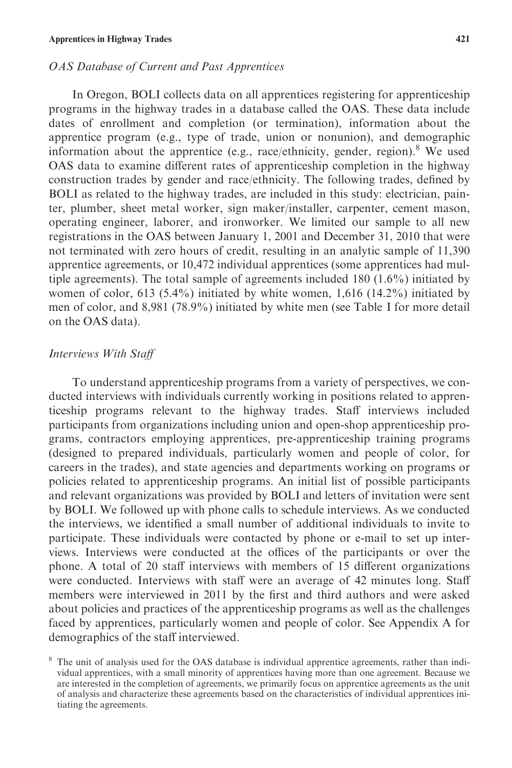*OAS Database of Current and Past Apprentices*

In Oregon, BOLI collects data on all apprentices registering for apprenticeship programs in the highway trades in a database called the OAS. These data include dates of enrollment and completion (or termination), information about the apprentice program (e.g., type of trade, union or nonunion), and demographic information about the apprentice (e.g., race/ethnicity, gender, region).[8] We used OAS data to examine different rates of apprenticeship completion in the highway construction trades by gender and race/ethnicity. The following trades, defined by BOLI as related to the highway trades, are included in this study: electrician, painter, plumber, sheet metal worker, sign maker/installer, carpenter, cement mason, operating engineer, laborer, and ironworker. We limited our sample to all new registrations in the OAS between January 1, 2001 and December 31, 2010 that were not terminated with zero hours of credit, resulting in an analytic sample of 11,390 apprentice agreements, or 10,472 individual apprentices (some apprentices had multiple agreements). The total sample of agreements included 180 (1.6%) initiated by women of color, 613 (5.4%) initiated by white women, 1,616 (14.2%) initiated by men of color, and 8,981 (78.9%) initiated by white men (see Table I for more detail on the OAS data).

*Interviews With Staff*

To understand apprenticeship programs from a variety of perspectives, we conducted interviews with individuals currently working in positions related to apprenticeship programs relevant to the highway trades. Staff interviews included participants from organizations including union and open-shop apprenticeship programs, contractors employing apprentices, pre-apprenticeship training programs (designed to prepared individuals, particularly women and people of color, for careers in the trades), and state agencies and departments working on programs or policies related to apprenticeship programs. An initial list of possible participants and relevant organizations was provided by BOLI and letters of invitation were sent by BOLI. We followed up with phone calls to schedule interviews. As we conducted the interviews, we identified a small number of additional individuals to invite to participate. These individuals were contacted by phone or e-mail to set up interviews. Interviews were conducted at the offices of the participants or over the phone. A total of 20 staff interviews with members of 15 different organizations were conducted. Interviews with staff were an average of 42 minutes long. Staff members were interviewed in 2011 by the first and third authors and were asked about policies and practices of the apprenticeship programs as well as the challenges faced by apprentices, particularly women and people of color. See Appendix A for demographics of the staff interviewed.

[8] The unit of analysis used for the OAS database is individual apprentice agreements, rather than individual apprentices, with a small minority of apprentices having more than one agreement. Because we are interested in the completion of agreements, we primarily focus on apprentice agreements as the unit of analysis and characterize these agreements based on the characteristics of individual apprentices initiating the agreements.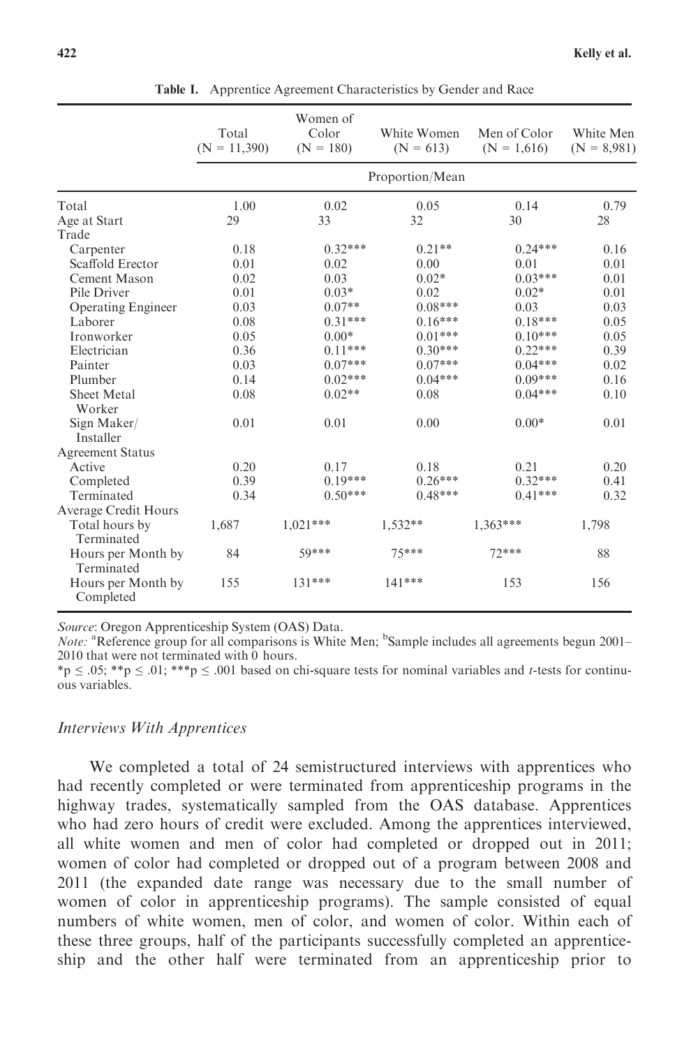**Table I.** Apprentice Agreement Characteristics by Gender and Race

| | Total (N = 11,390) | Women of Color (N = 180) | White Women (N = 613) | Men of Color (N = 1,616) | White Men (N = 8,981) |
|---|---|---|---|---|---|
| | Proportion/Mean | | | | |
| Total | 1.00 | 0.02 | 0.05 | 0.14 | 0.79 |
| Age at Start | 29 | 33 | 32 | 30 | 28 |
| Trade | | | | | |
| Carpenter | 0.18 | 0.32*** | 0.21** | 0.24*** | 0.16 |
| Scaffold Erector | 0.01 | 0.02 | 0.00 | 0.01 | 0.01 |
| Cement Mason | 0.02 | 0.03 | 0.02* | 0.03*** | 0.01 |
| Pile Driver | 0.01 | 0.03* | 0.02 | 0.02* | 0.01 |
| Operating Engineer | 0.03 | 0.07** | 0.08*** | 0.03 | 0.03 |
| Laborer | 0.08 | 0.31*** | 0.16*** | 0.18*** | 0.05 |
| Ironworker | 0.05 | 0.00* | 0.01*** | 0.10*** | 0.05 |
| Electrician | 0.36 | 0.11*** | 0.30*** | 0.22*** | 0.39 |
| Painter | 0.03 | 0.07*** | 0.07*** | 0.04*** | 0.02 |
| Plumber | 0.14 | 0.02*** | 0.04*** | 0.09*** | 0.16 |
| Sheet Metal Worker | 0.08 | 0.02** | 0.08 | 0.04*** | 0.10 |
| Sign Maker/ Installer | 0.01 | 0.01 | 0.00 | 0.00* | 0.01 |
| Agreement Status | | | | | |
| Active | 0.20 | 0.17 | 0.18 | 0.21 | 0.20 |
| Completed | 0.39 | 0.19*** | 0.26*** | 0.32*** | 0.41 |
| Terminated | 0.34 | 0.50*** | 0.48*** | 0.41*** | 0.32 |
| Average Credit Hours | | | | | |
| Total hours by Terminated | 1,687 | 1,021*** | 1,532** | 1,363*** | 1,798 |
| Hours per Month by Terminated | 84 | 59*** | 75*** | 72*** | 88 |
| Hours per Month by Completed | 155 | 131*** | 141*** | 153 | 156 |

*Source*: Oregon Apprenticeship System (OAS) Data.
*Note:* [a]Reference group for all comparisons is White Men; [b]Sample includes all agreements begun 2001–2010 that were not terminated with 0 hours.
*$p \leq .05$; **$p \leq .01$; ***$p \leq .001$ based on chi-square tests for nominal variables and *t*-tests for continuous variables.

### *Interviews With Apprentices*

We completed a total of 24 semistructured interviews with apprentices who had recently completed or were terminated from apprenticeship programs in the highway trades, systematically sampled from the OAS database. Apprentices who had zero hours of credit were excluded. Among the apprentices interviewed, all white women and men of color had completed or dropped out in 2011; women of color had completed or dropped out of a program between 2008 and 2011 (the expanded date range was necessary due to the small number of women of color in apprenticeship programs). The sample consisted of equal numbers of white women, men of color, and women of color. Within each of these three groups, half of the participants successfully completed an apprenticeship and the other half were terminated from an apprenticeship prior to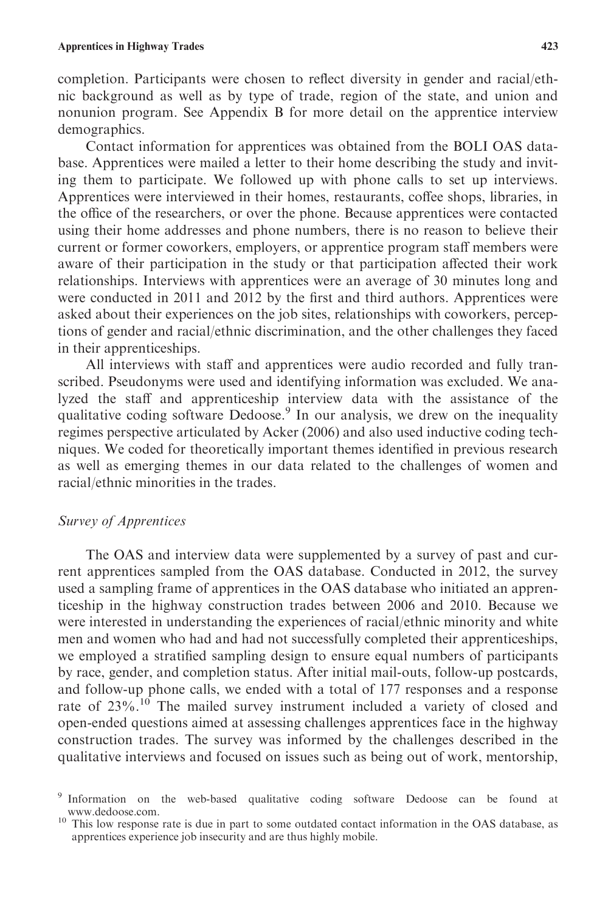completion. Participants were chosen to reflect diversity in gender and racial/ethnic background as well as by type of trade, region of the state, and union and nonunion program. See Appendix B for more detail on the apprentice interview demographics.

Contact information for apprentices was obtained from the BOLI OAS database. Apprentices were mailed a letter to their home describing the study and inviting them to participate. We followed up with phone calls to set up interviews. Apprentices were interviewed in their homes, restaurants, coffee shops, libraries, in the office of the researchers, or over the phone. Because apprentices were contacted using their home addresses and phone numbers, there is no reason to believe their current or former coworkers, employers, or apprentice program staff members were aware of their participation in the study or that participation affected their work relationships. Interviews with apprentices were an average of 30 minutes long and were conducted in 2011 and 2012 by the first and third authors. Apprentices were asked about their experiences on the job sites, relationships with coworkers, perceptions of gender and racial/ethnic discrimination, and the other challenges they faced in their apprenticeships.

All interviews with staff and apprentices were audio recorded and fully transcribed. Pseudonyms were used and identifying information was excluded. We analyzed the staff and apprenticeship interview data with the assistance of the qualitative coding software Dedoose.[9] In our analysis, we drew on the inequality regimes perspective articulated by Acker (2006) and also used inductive coding techniques. We coded for theoretically important themes identified in previous research as well as emerging themes in our data related to the challenges of women and racial/ethnic minorities in the trades.

### *Survey of Apprentices*

The OAS and interview data were supplemented by a survey of past and current apprentices sampled from the OAS database. Conducted in 2012, the survey used a sampling frame of apprentices in the OAS database who initiated an apprenticeship in the highway construction trades between 2006 and 2010. Because we were interested in understanding the experiences of racial/ethnic minority and white men and women who had and had not successfully completed their apprenticeships, we employed a stratified sampling design to ensure equal numbers of participants by race, gender, and completion status. After initial mail-outs, follow-up postcards, and follow-up phone calls, we ended with a total of 177 responses and a response rate of 23%.[10] The mailed survey instrument included a variety of closed and open-ended questions aimed at assessing challenges apprentices face in the highway construction trades. The survey was informed by the challenges described in the qualitative interviews and focused on issues such as being out of work, mentorship,

---

[9] Information on the web-based qualitative coding software Dedoose can be found at www.dedoose.com.

[10] This low response rate is due in part to some outdated contact information in the OAS database, as apprentices experience job insecurity and are thus highly mobile.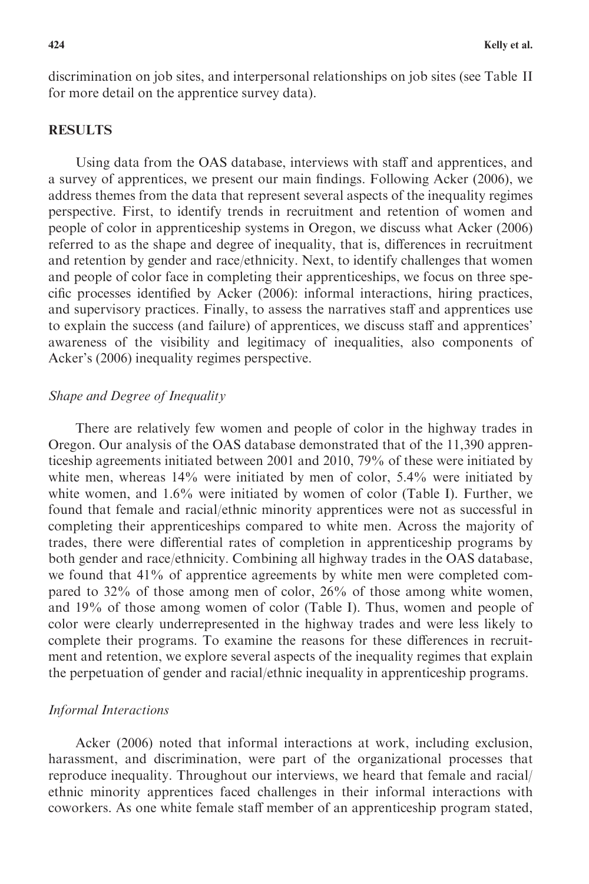discrimination on job sites, and interpersonal relationships on job sites (see Table II for more detail on the apprentice survey data).

## RESULTS

Using data from the OAS database, interviews with staff and apprentices, and a survey of apprentices, we present our main findings. Following Acker (2006), we address themes from the data that represent several aspects of the inequality regimes perspective. First, to identify trends in recruitment and retention of women and people of color in apprenticeship systems in Oregon, we discuss what Acker (2006) referred to as the shape and degree of inequality, that is, differences in recruitment and retention by gender and race/ethnicity. Next, to identify challenges that women and people of color face in completing their apprenticeships, we focus on three specific processes identified by Acker (2006): informal interactions, hiring practices, and supervisory practices. Finally, to assess the narratives staff and apprentices use to explain the success (and failure) of apprentices, we discuss staff and apprentices' awareness of the visibility and legitimacy of inequalities, also components of Acker's (2006) inequality regimes perspective.

### *Shape and Degree of Inequality*

There are relatively few women and people of color in the highway trades in Oregon. Our analysis of the OAS database demonstrated that of the 11,390 apprenticeship agreements initiated between 2001 and 2010, 79% of these were initiated by white men, whereas 14% were initiated by men of color, 5.4% were initiated by white women, and 1.6% were initiated by women of color (Table I). Further, we found that female and racial/ethnic minority apprentices were not as successful in completing their apprenticeships compared to white men. Across the majority of trades, there were differential rates of completion in apprenticeship programs by both gender and race/ethnicity. Combining all highway trades in the OAS database, we found that 41% of apprentice agreements by white men were completed compared to 32% of those among men of color, 26% of those among white women, and 19% of those among women of color (Table I). Thus, women and people of color were clearly underrepresented in the highway trades and were less likely to complete their programs. To examine the reasons for these differences in recruitment and retention, we explore several aspects of the inequality regimes that explain the perpetuation of gender and racial/ethnic inequality in apprenticeship programs.

### *Informal Interactions*

Acker (2006) noted that informal interactions at work, including exclusion, harassment, and discrimination, were part of the organizational processes that reproduce inequality. Throughout our interviews, we heard that female and racial/ethnic minority apprentices faced challenges in their informal interactions with coworkers. As one white female staff member of an apprenticeship program stated,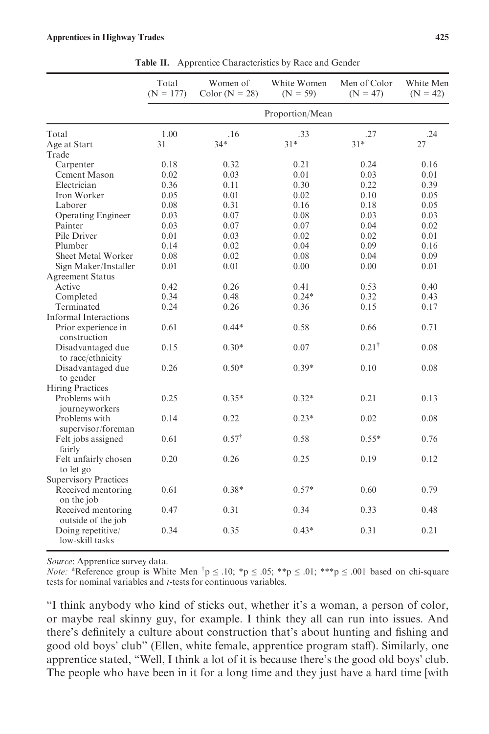**Table II.** Apprentice Characteristics by Race and Gender

| | Total (N = 177) | Women of Color (N = 28) | White Women (N = 59) | Men of Color (N = 47) | White Men (N = 42) |
|---|---|---|---|---|---|
| | Proportion/Mean | | | | |
| Total | 1.00 | .16 | .33 | .27 | .24 |
| Age at Start | 31 | 34* | 31* | 31* | 27 |
| Trade | | | | | |
| Carpenter | 0.18 | 0.32 | 0.21 | 0.24 | 0.16 |
| Cement Mason | 0.02 | 0.03 | 0.01 | 0.03 | 0.01 |
| Electrician | 0.36 | 0.11 | 0.30 | 0.22 | 0.39 |
| Iron Worker | 0.05 | 0.01 | 0.02 | 0.10 | 0.05 |
| Laborer | 0.08 | 0.31 | 0.16 | 0.18 | 0.05 |
| Operating Engineer | 0.03 | 0.07 | 0.08 | 0.03 | 0.03 |
| Painter | 0.03 | 0.07 | 0.07 | 0.04 | 0.02 |
| Pile Driver | 0.01 | 0.03 | 0.02 | 0.02 | 0.01 |
| Plumber | 0.14 | 0.02 | 0.04 | 0.09 | 0.16 |
| Sheet Metal Worker | 0.08 | 0.02 | 0.08 | 0.04 | 0.09 |
| Sign Maker/Installer | 0.01 | 0.01 | 0.00 | 0.00 | 0.01 |
| Agreement Status | | | | | |
| Active | 0.42 | 0.26 | 0.41 | 0.53 | 0.40 |
| Completed | 0.34 | 0.48 | 0.24* | 0.32 | 0.43 |
| Terminated | 0.24 | 0.26 | 0.36 | 0.15 | 0.17 |
| Informal Interactions | | | | | |
| Prior experience in construction | 0.61 | 0.44* | 0.58 | 0.66 | 0.71 |
| Disadvantaged due to race/ethnicity | 0.15 | 0.30* | 0.07 | 0.21† | 0.08 |
| Disadvantaged due to gender | 0.26 | 0.50* | 0.39* | 0.10 | 0.08 |
| Hiring Practices | | | | | |
| Problems with journeyworkers | 0.25 | 0.35* | 0.32* | 0.21 | 0.13 |
| Problems with supervisor/foreman | 0.14 | 0.22 | 0.23* | 0.02 | 0.08 |
| Felt jobs assigned fairly | 0.61 | 0.57† | 0.58 | 0.55* | 0.76 |
| Felt unfairly chosen to let go | 0.20 | 0.26 | 0.25 | 0.19 | 0.12 |
| Supervisory Practices | | | | | |
| Received mentoring on the job | 0.61 | 0.38* | 0.57* | 0.60 | 0.79 |
| Received mentoring outside of the job | 0.47 | 0.31 | 0.34 | 0.33 | 0.48 |
| Doing repetitive/ low-skill tasks | 0.34 | 0.35 | 0.43* | 0.31 | 0.21 |

*Source*: Apprentice survey data.
*Note:* [a]Reference group is White Men †$p \leq .10$; *$p \leq .05$; **$p \leq .01$; ***$p \leq .001$ based on chi-square tests for nominal variables and *t*-tests for continuous variables.

"I think anybody who kind of sticks out, whether it's a woman, a person of color, or maybe real skinny guy, for example. I think they all can run into issues. And there's definitely a culture about construction that's about hunting and fishing and good old boys' club" (Ellen, white female, apprentice program staff). Similarly, one apprentice stated, "Well, I think a lot of it is because there's the good old boys' club. The people who have been in it for a long time and they just have a hard time [with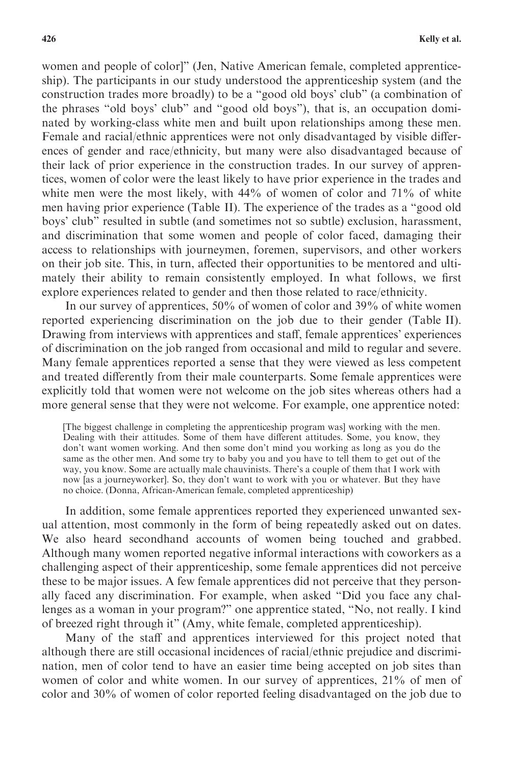women and people of color]" (Jen, Native American female, completed apprenticeship). The participants in our study understood the apprenticeship system (and the construction trades more broadly) to be a "good old boys' club" (a combination of the phrases "old boys' club" and "good old boys"), that is, an occupation dominated by working-class white men and built upon relationships among these men. Female and racial/ethnic apprentices were not only disadvantaged by visible differences of gender and race/ethnicity, but many were also disadvantaged because of their lack of prior experience in the construction trades. In our survey of apprentices, women of color were the least likely to have prior experience in the trades and white men were the most likely, with 44% of women of color and 71% of white men having prior experience (Table II). The experience of the trades as a "good old boys' club" resulted in subtle (and sometimes not so subtle) exclusion, harassment, and discrimination that some women and people of color faced, damaging their access to relationships with journeymen, foremen, supervisors, and other workers on their job site. This, in turn, affected their opportunities to be mentored and ultimately their ability to remain consistently employed. In what follows, we first explore experiences related to gender and then those related to race/ethnicity.

In our survey of apprentices, 50% of women of color and 39% of white women reported experiencing discrimination on the job due to their gender (Table II). Drawing from interviews with apprentices and staff, female apprentices' experiences of discrimination on the job ranged from occasional and mild to regular and severe. Many female apprentices reported a sense that they were viewed as less competent and treated differently from their male counterparts. Some female apprentices were explicitly told that women were not welcome on the job sites whereas others had a more general sense that they were not welcome. For example, one apprentice noted:

> [The biggest challenge in completing the apprenticeship program was] working with the men. Dealing with their attitudes. Some of them have different attitudes. Some, you know, they don't want women working. And then some don't mind you working as long as you do the same as the other men. And some try to baby you and you have to tell them to get out of the way, you know. Some are actually male chauvinists. There's a couple of them that I work with now [as a journeyworker]. So, they don't want to work with you or whatever. But they have no choice. (Donna, African-American female, completed apprenticeship)

In addition, some female apprentices reported they experienced unwanted sexual attention, most commonly in the form of being repeatedly asked out on dates. We also heard secondhand accounts of women being touched and grabbed. Although many women reported negative informal interactions with coworkers as a challenging aspect of their apprenticeship, some female apprentices did not perceive these to be major issues. A few female apprentices did not perceive that they personally faced any discrimination. For example, when asked "Did you face any challenges as a woman in your program?" one apprentice stated, "No, not really. I kind of breezed right through it" (Amy, white female, completed apprenticeship).

Many of the staff and apprentices interviewed for this project noted that although there are still occasional incidences of racial/ethnic prejudice and discrimination, men of color tend to have an easier time being accepted on job sites than women of color and white women. In our survey of apprentices, 21% of men of color and 30% of women of color reported feeling disadvantaged on the job due to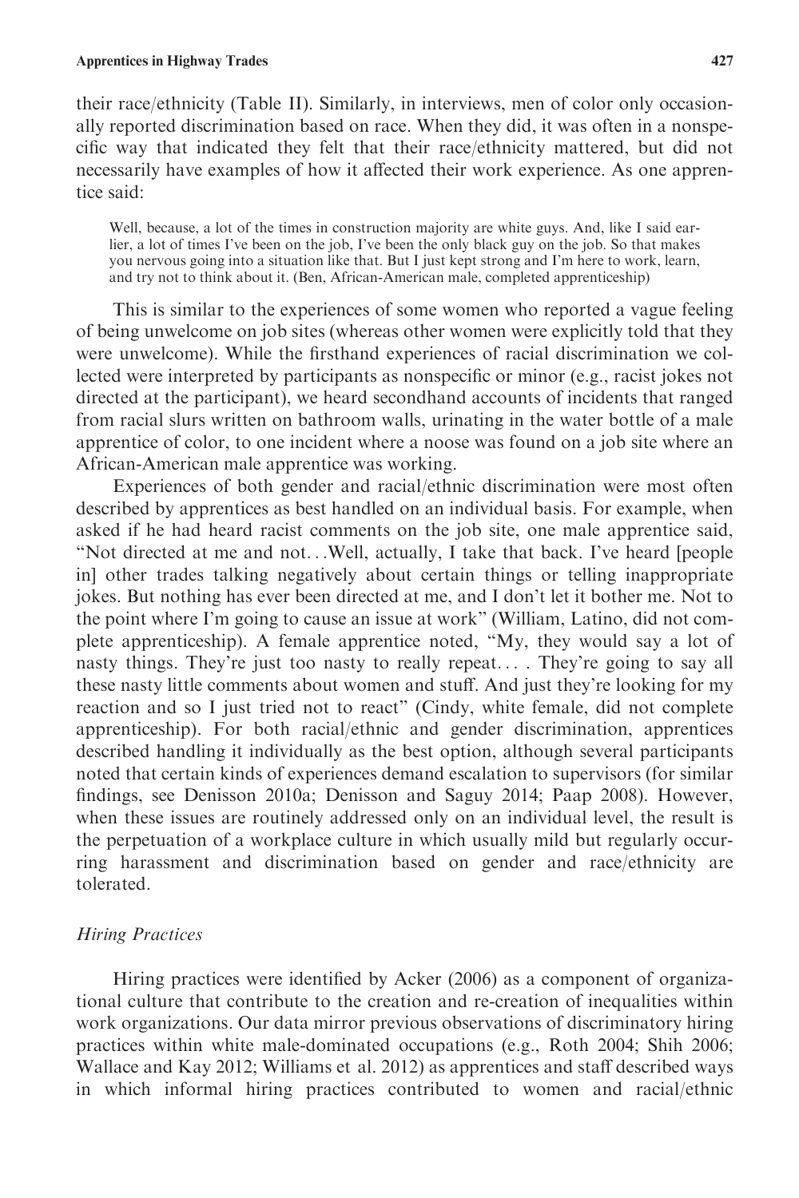their race/ethnicity (Table II). Similarly, in interviews, men of color only occasionally reported discrimination based on race. When they did, it was often in a nonspecific way that indicated they felt that their race/ethnicity mattered, but did not necessarily have examples of how it affected their work experience. As one apprentice said:

> Well, because, a lot of the times in construction majority are white guys. And, like I said earlier, a lot of times I've been on the job, I've been the only black guy on the job. So that makes you nervous going into a situation like that. But I just kept strong and I'm here to work, learn, and try not to think about it. (Ben, African-American male, completed apprenticeship)

This is similar to the experiences of some women who reported a vague feeling of being unwelcome on job sites (whereas other women were explicitly told that they were unwelcome). While the firsthand experiences of racial discrimination we collected were interpreted by participants as nonspecific or minor (e.g., racist jokes not directed at the participant), we heard secondhand accounts of incidents that ranged from racial slurs written on bathroom walls, urinating in the water bottle of a male apprentice of color, to one incident where a noose was found on a job site where an African-American male apprentice was working.

Experiences of both gender and racial/ethnic discrimination were most often described by apprentices as best handled on an individual basis. For example, when asked if he had heard racist comments on the job site, one male apprentice said, "Not directed at me and not...Well, actually, I take that back. I've heard [people in] other trades talking negatively about certain things or telling inappropriate jokes. But nothing has ever been directed at me, and I don't let it bother me. Not to the point where I'm going to cause an issue at work" (William, Latino, did not complete apprenticeship). A female apprentice noted, "My, they would say a lot of nasty things. They're just too nasty to really repeat.... They're going to say all these nasty little comments about women and stuff. And just they're looking for my reaction and so I just tried not to react" (Cindy, white female, did not complete apprenticeship). For both racial/ethnic and gender discrimination, apprentices described handling it individually as the best option, although several participants noted that certain kinds of experiences demand escalation to supervisors (for similar findings, see Denisson 2010a; Denisson and Saguy 2014; Paap 2008). However, when these issues are routinely addressed only on an individual level, the result is the perpetuation of a workplace culture in which usually mild but regularly occurring harassment and discrimination based on gender and race/ethnicity are tolerated.

### *Hiring Practices*

Hiring practices were identified by Acker (2006) as a component of organizational culture that contribute to the creation and re-creation of inequalities within work organizations. Our data mirror previous observations of discriminatory hiring practices within white male-dominated occupations (e.g., Roth 2004; Shih 2006; Wallace and Kay 2012; Williams et al. 2012) as apprentices and staff described ways in which informal hiring practices contributed to women and racial/ethnic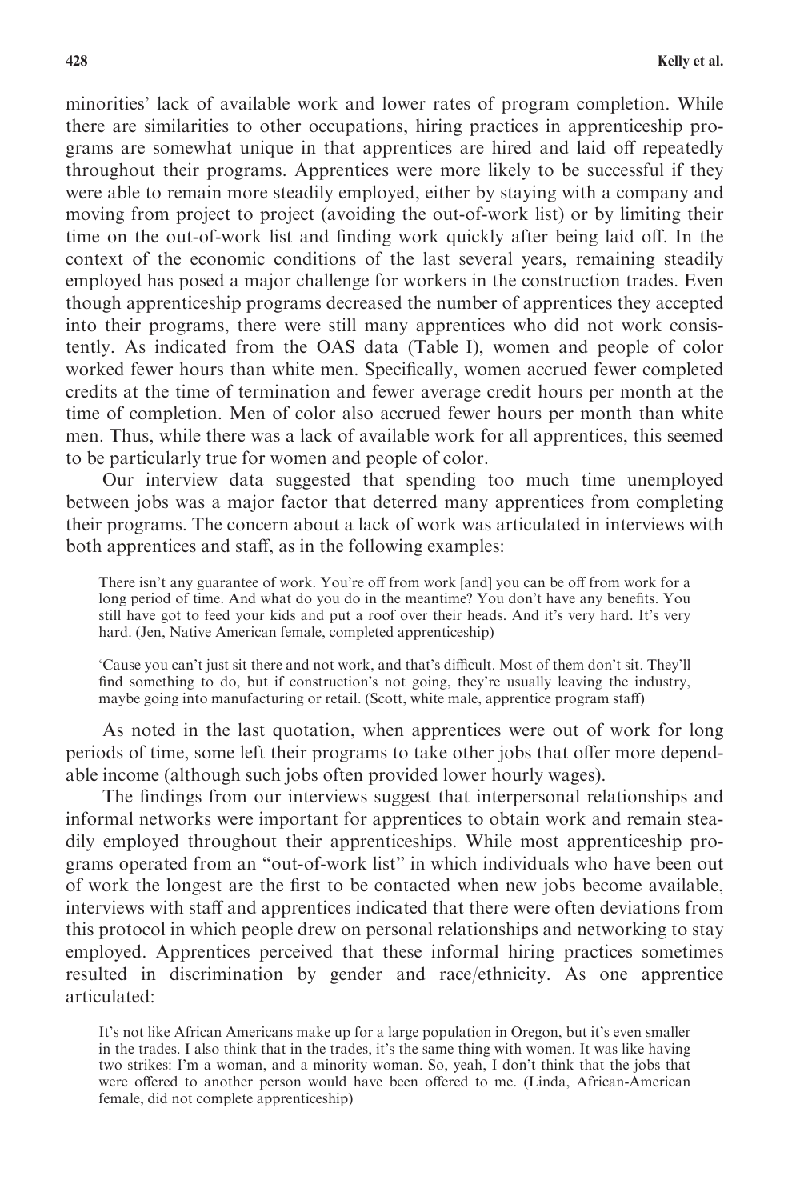minorities' lack of available work and lower rates of program completion. While there are similarities to other occupations, hiring practices in apprenticeship programs are somewhat unique in that apprentices are hired and laid off repeatedly throughout their programs. Apprentices were more likely to be successful if they were able to remain more steadily employed, either by staying with a company and moving from project to project (avoiding the out-of-work list) or by limiting their time on the out-of-work list and finding work quickly after being laid off. In the context of the economic conditions of the last several years, remaining steadily employed has posed a major challenge for workers in the construction trades. Even though apprenticeship programs decreased the number of apprentices they accepted into their programs, there were still many apprentices who did not work consistently. As indicated from the OAS data (Table I), women and people of color worked fewer hours than white men. Specifically, women accrued fewer completed credits at the time of termination and fewer average credit hours per month at the time of completion. Men of color also accrued fewer hours per month than white men. Thus, while there was a lack of available work for all apprentices, this seemed to be particularly true for women and people of color.

Our interview data suggested that spending too much time unemployed between jobs was a major factor that deterred many apprentices from completing their programs. The concern about a lack of work was articulated in interviews with both apprentices and staff, as in the following examples:

> There isn't any guarantee of work. You're off from work [and] you can be off from work for a long period of time. And what do you do in the meantime? You don't have any benefits. You still have got to feed your kids and put a roof over their heads. And it's very hard. It's very hard. (Jen, Native American female, completed apprenticeship)

> 'Cause you can't just sit there and not work, and that's difficult. Most of them don't sit. They'll find something to do, but if construction's not going, they're usually leaving the industry, maybe going into manufacturing or retail. (Scott, white male, apprentice program staff)

As noted in the last quotation, when apprentices were out of work for long periods of time, some left their programs to take other jobs that offer more dependable income (although such jobs often provided lower hourly wages).

The findings from our interviews suggest that interpersonal relationships and informal networks were important for apprentices to obtain work and remain steadily employed throughout their apprenticeships. While most apprenticeship programs operated from an "out-of-work list" in which individuals who have been out of work the longest are the first to be contacted when new jobs become available, interviews with staff and apprentices indicated that there were often deviations from this protocol in which people drew on personal relationships and networking to stay employed. Apprentices perceived that these informal hiring practices sometimes resulted in discrimination by gender and race/ethnicity. As one apprentice articulated:

> It's not like African Americans make up for a large population in Oregon, but it's even smaller in the trades. I also think that in the trades, it's the same thing with women. It was like having two strikes: I'm a woman, and a minority woman. So, yeah, I don't think that the jobs that were offered to another person would have been offered to me. (Linda, African-American female, did not complete apprenticeship)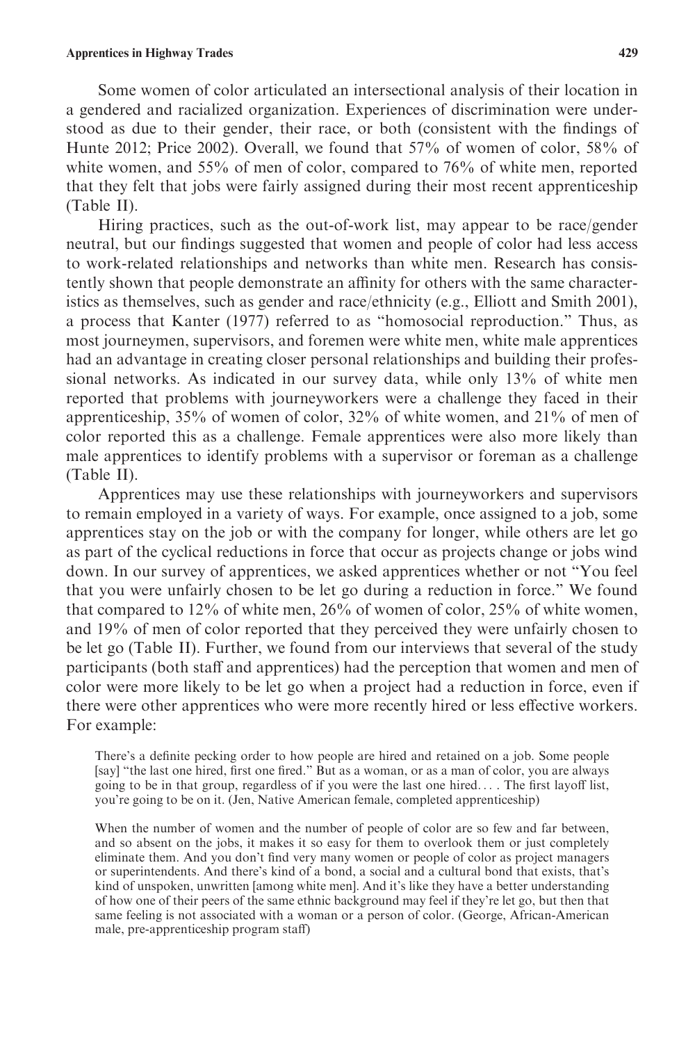Some women of color articulated an intersectional analysis of their location in a gendered and racialized organization. Experiences of discrimination were understood as due to their gender, their race, or both (consistent with the findings of Hunte 2012; Price 2002). Overall, we found that 57% of women of color, 58% of white women, and 55% of men of color, compared to 76% of white men, reported that they felt that jobs were fairly assigned during their most recent apprenticeship (Table II).

Hiring practices, such as the out-of-work list, may appear to be race/gender neutral, but our findings suggested that women and people of color had less access to work-related relationships and networks than white men. Research has consistently shown that people demonstrate an affinity for others with the same characteristics as themselves, such as gender and race/ethnicity (e.g., Elliott and Smith 2001), a process that Kanter (1977) referred to as "homosocial reproduction." Thus, as most journeymen, supervisors, and foremen were white men, white male apprentices had an advantage in creating closer personal relationships and building their professional networks. As indicated in our survey data, while only 13% of white men reported that problems with journeyworkers were a challenge they faced in their apprenticeship, 35% of women of color, 32% of white women, and 21% of men of color reported this as a challenge. Female apprentices were also more likely than male apprentices to identify problems with a supervisor or foreman as a challenge (Table II).

Apprentices may use these relationships with journeyworkers and supervisors to remain employed in a variety of ways. For example, once assigned to a job, some apprentices stay on the job or with the company for longer, while others are let go as part of the cyclical reductions in force that occur as projects change or jobs wind down. In our survey of apprentices, we asked apprentices whether or not "You feel that you were unfairly chosen to be let go during a reduction in force." We found that compared to 12% of white men, 26% of women of color, 25% of white women, and 19% of men of color reported that they perceived they were unfairly chosen to be let go (Table II). Further, we found from our interviews that several of the study participants (both staff and apprentices) had the perception that women and men of color were more likely to be let go when a project had a reduction in force, even if there were other apprentices who were more recently hired or less effective workers. For example:

> There's a definite pecking order to how people are hired and retained on a job. Some people [say] "the last one hired, first one fired." But as a woman, or as a man of color, you are always going to be in that group, regardless of if you were the last one hired. . . . The first layoff list, you're going to be on it. (Jen, Native American female, completed apprenticeship)

> When the number of women and the number of people of color are so few and far between, and so absent on the jobs, it makes it so easy for them to overlook them or just completely eliminate them. And you don't find very many women or people of color as project managers or superintendents. And there's kind of a bond, a social and a cultural bond that exists, that's kind of unspoken, unwritten [among white men]. And it's like they have a better understanding of how one of their peers of the same ethnic background may feel if they're let go, but then that same feeling is not associated with a woman or a person of color. (George, African-American male, pre-apprenticeship program staff)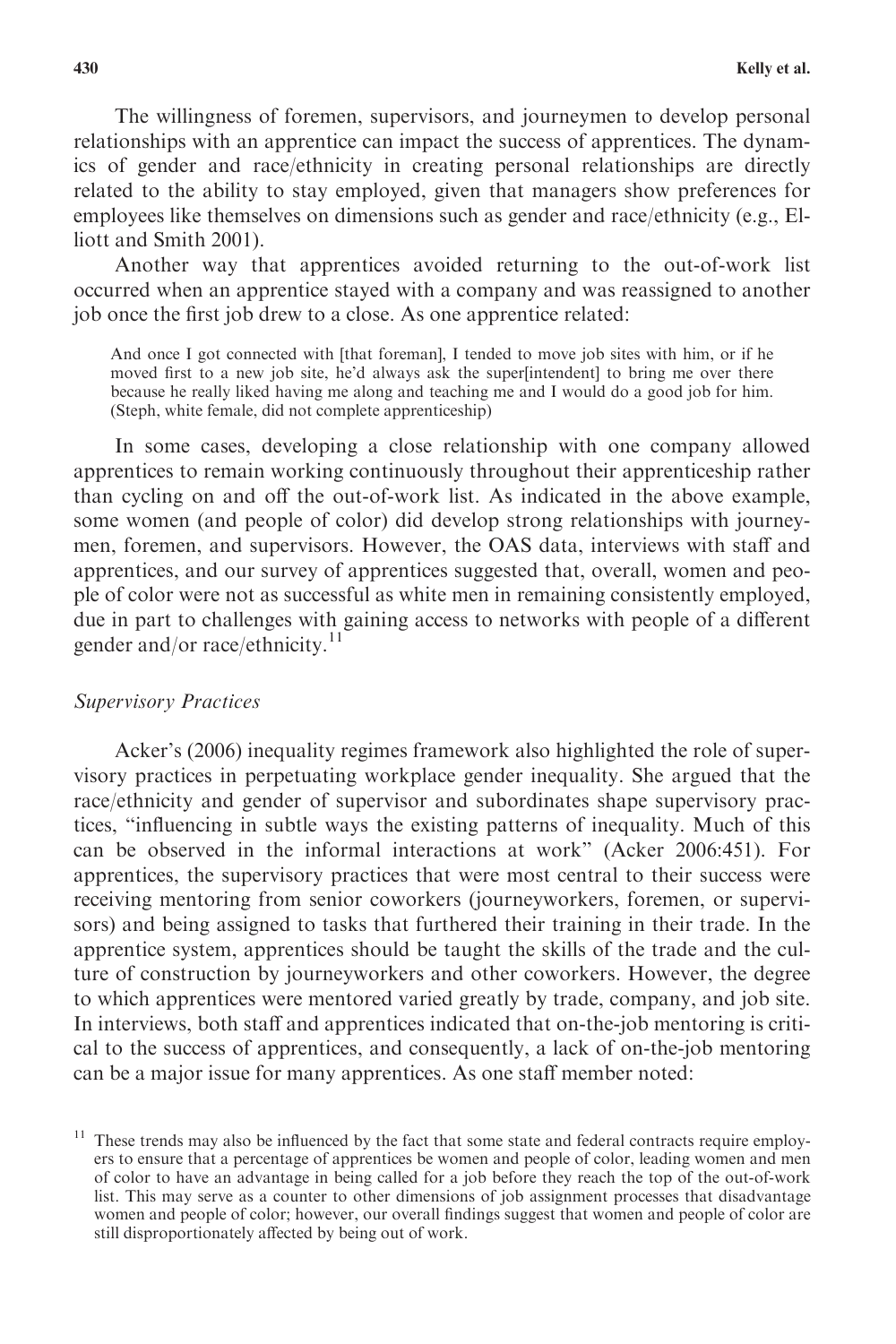The willingness of foremen, supervisors, and journeymen to develop personal relationships with an apprentice can impact the success of apprentices. The dynamics of gender and race/ethnicity in creating personal relationships are directly related to the ability to stay employed, given that managers show preferences for employees like themselves on dimensions such as gender and race/ethnicity (e.g., Elliott and Smith 2001).

Another way that apprentices avoided returning to the out-of-work list occurred when an apprentice stayed with a company and was reassigned to another job once the first job drew to a close. As one apprentice related:

> And once I got connected with [that foreman], I tended to move job sites with him, or if he moved first to a new job site, he'd always ask the super[intendent] to bring me over there because he really liked having me along and teaching me and I would do a good job for him. (Steph, white female, did not complete apprenticeship)

In some cases, developing a close relationship with one company allowed apprentices to remain working continuously throughout their apprenticeship rather than cycling on and off the out-of-work list. As indicated in the above example, some women (and people of color) did develop strong relationships with journeymen, foremen, and supervisors. However, the OAS data, interviews with staff and apprentices, and our survey of apprentices suggested that, overall, women and people of color were not as successful as white men in remaining consistently employed, due in part to challenges with gaining access to networks with people of a different gender and/or race/ethnicity.[11]

### *Supervisory Practices*

Acker's (2006) inequality regimes framework also highlighted the role of supervisory practices in perpetuating workplace gender inequality. She argued that the race/ethnicity and gender of supervisor and subordinates shape supervisory practices, "influencing in subtle ways the existing patterns of inequality. Much of this can be observed in the informal interactions at work" (Acker 2006:451). For apprentices, the supervisory practices that were most central to their success were receiving mentoring from senior coworkers (journeyworkers, foremen, or supervisors) and being assigned to tasks that furthered their training in their trade. In the apprentice system, apprentices should be taught the skills of the trade and the culture of construction by journeyworkers and other coworkers. However, the degree to which apprentices were mentored varied greatly by trade, company, and job site. In interviews, both staff and apprentices indicated that on-the-job mentoring is critical to the success of apprentices, and consequently, a lack of on-the-job mentoring can be a major issue for many apprentices. As one staff member noted:

[11] These trends may also be influenced by the fact that some state and federal contracts require employers to ensure that a percentage of apprentices be women and people of color, leading women and men of color to have an advantage in being called for a job before they reach the top of the out-of-work list. This may serve as a counter to other dimensions of job assignment processes that disadvantage women and people of color; however, our overall findings suggest that women and people of color are still disproportionately affected by being out of work.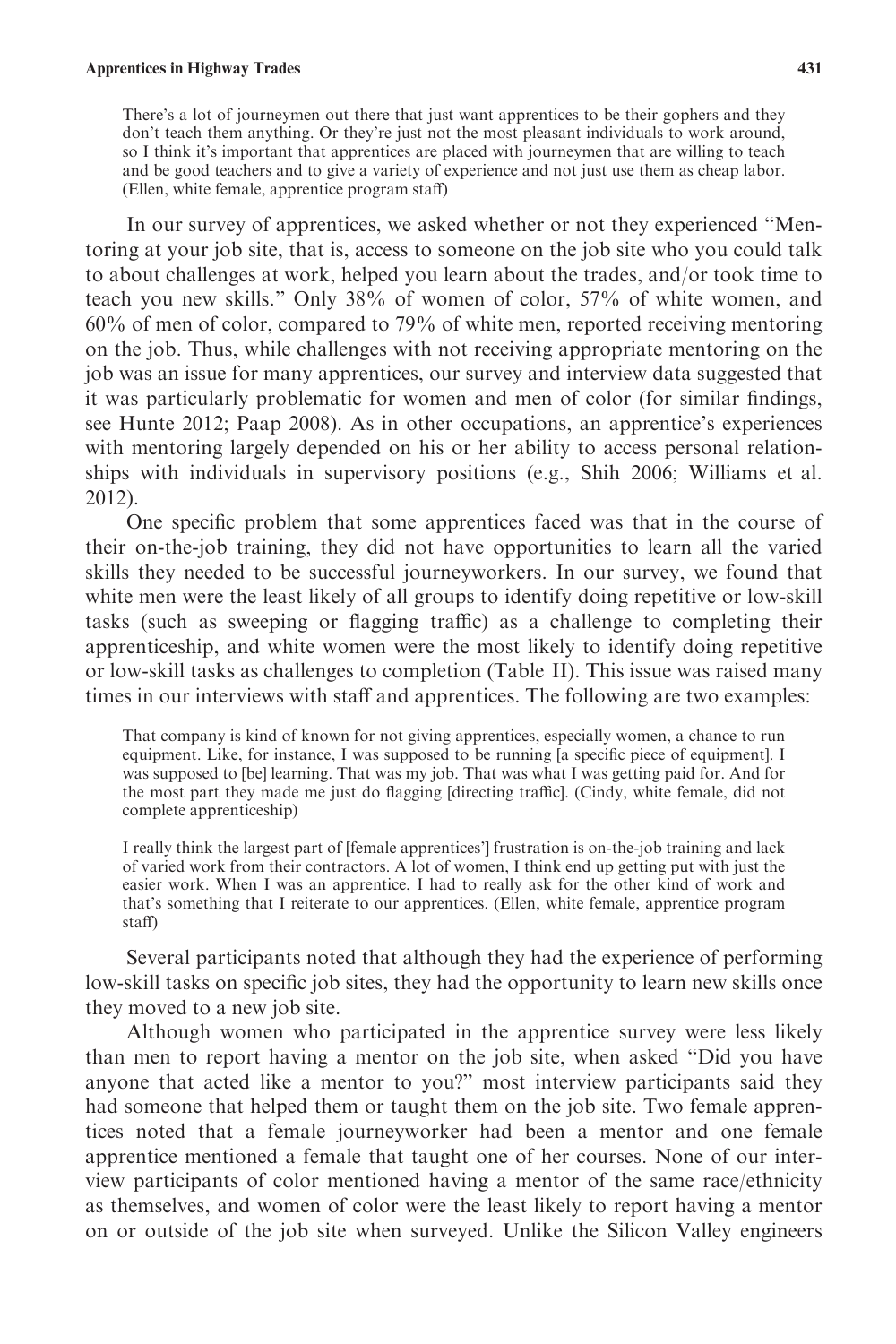> There's a lot of journeymen out there that just want apprentices to be their gophers and they don't teach them anything. Or they're just not the most pleasant individuals to work around, so I think it's important that apprentices are placed with journeymen that are willing to teach and be good teachers and to give a variety of experience and not just use them as cheap labor. (Ellen, white female, apprentice program staff)

In our survey of apprentices, we asked whether or not they experienced "Mentoring at your job site, that is, access to someone on the job site who you could talk to about challenges at work, helped you learn about the trades, and/or took time to teach you new skills." Only 38% of women of color, 57% of white women, and 60% of men of color, compared to 79% of white men, reported receiving mentoring on the job. Thus, while challenges with not receiving appropriate mentoring on the job was an issue for many apprentices, our survey and interview data suggested that it was particularly problematic for women and men of color (for similar findings, see Hunte 2012; Paap 2008). As in other occupations, an apprentice's experiences with mentoring largely depended on his or her ability to access personal relationships with individuals in supervisory positions (e.g., Shih 2006; Williams et al. 2012).

One specific problem that some apprentices faced was that in the course of their on-the-job training, they did not have opportunities to learn all the varied skills they needed to be successful journeyworkers. In our survey, we found that white men were the least likely of all groups to identify doing repetitive or low-skill tasks (such as sweeping or flagging traffic) as a challenge to completing their apprenticeship, and white women were the most likely to identify doing repetitive or low-skill tasks as challenges to completion (Table II). This issue was raised many times in our interviews with staff and apprentices. The following are two examples:

> That company is kind of known for not giving apprentices, especially women, a chance to run equipment. Like, for instance, I was supposed to be running [a specific piece of equipment]. I was supposed to [be] learning. That was my job. That was what I was getting paid for. And for the most part they made me just do flagging [directing traffic]. (Cindy, white female, did not complete apprenticeship)

> I really think the largest part of [female apprentices'] frustration is on-the-job training and lack of varied work from their contractors. A lot of women, I think end up getting put with just the easier work. When I was an apprentice, I had to really ask for the other kind of work and that's something that I reiterate to our apprentices. (Ellen, white female, apprentice program staff)

Several participants noted that although they had the experience of performing low-skill tasks on specific job sites, they had the opportunity to learn new skills once they moved to a new job site.

Although women who participated in the apprentice survey were less likely than men to report having a mentor on the job site, when asked "Did you have anyone that acted like a mentor to you?" most interview participants said they had someone that helped them or taught them on the job site. Two female apprentices noted that a female journeyworker had been a mentor and one female apprentice mentioned a female that taught one of her courses. None of our interview participants of color mentioned having a mentor of the same race/ethnicity as themselves, and women of color were the least likely to report having a mentor on or outside of the job site when surveyed. Unlike the Silicon Valley engineers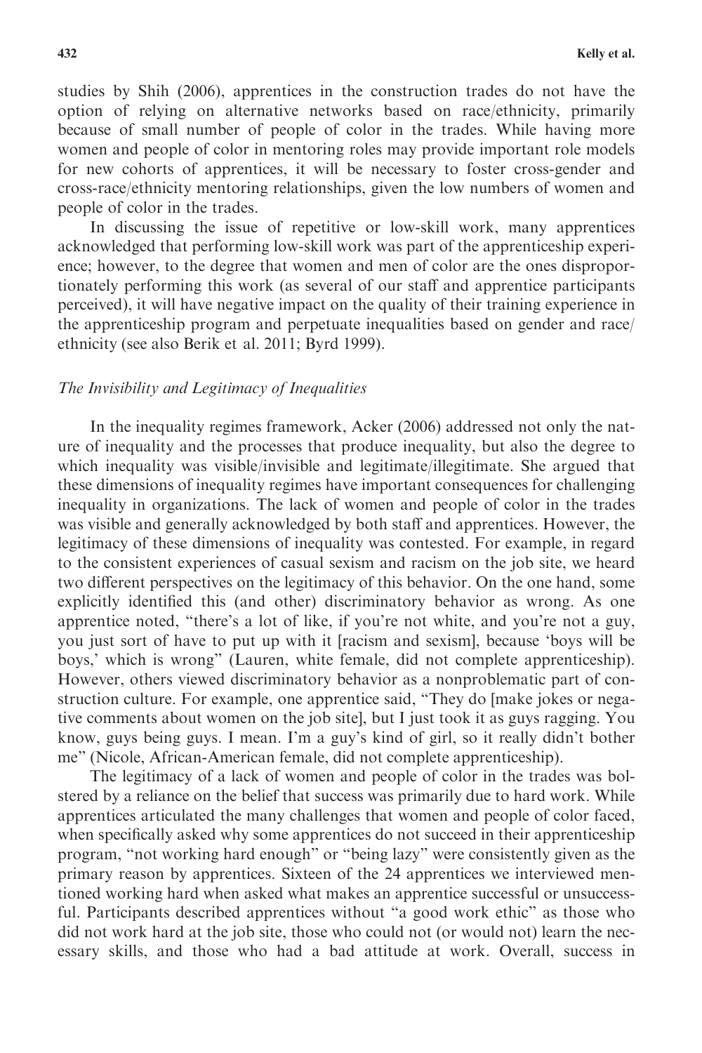studies by Shih (2006), apprentices in the construction trades do not have the option of relying on alternative networks based on race/ethnicity, primarily because of small number of people of color in the trades. While having more women and people of color in mentoring roles may provide important role models for new cohorts of apprentices, it will be necessary to foster cross-gender and cross-race/ethnicity mentoring relationships, given the low numbers of women and people of color in the trades.

In discussing the issue of repetitive or low-skill work, many apprentices acknowledged that performing low-skill work was part of the apprenticeship experience; however, to the degree that women and men of color are the ones disproportionately performing this work (as several of our staff and apprentice participants perceived), it will have negative impact on the quality of their training experience in the apprenticeship program and perpetuate inequalities based on gender and race/ethnicity (see also Berik et al. 2011; Byrd 1999).

### *The Invisibility and Legitimacy of Inequalities*

In the inequality regimes framework, Acker (2006) addressed not only the nature of inequality and the processes that produce inequality, but also the degree to which inequality was visible/invisible and legitimate/illegitimate. She argued that these dimensions of inequality regimes have important consequences for challenging inequality in organizations. The lack of women and people of color in the trades was visible and generally acknowledged by both staff and apprentices. However, the legitimacy of these dimensions of inequality was contested. For example, in regard to the consistent experiences of casual sexism and racism on the job site, we heard two different perspectives on the legitimacy of this behavior. On the one hand, some explicitly identified this (and other) discriminatory behavior as wrong. As one apprentice noted, "there's a lot of like, if you're not white, and you're not a guy, you just sort of have to put up with it [racism and sexism], because 'boys will be boys,' which is wrong" (Lauren, white female, did not complete apprenticeship). However, others viewed discriminatory behavior as a nonproblematic part of construction culture. For example, one apprentice said, "They do [make jokes or negative comments about women on the job site], but I just took it as guys ragging. You know, guys being guys. I mean. I'm a guy's kind of girl, so it really didn't bother me" (Nicole, African-American female, did not complete apprenticeship).

The legitimacy of a lack of women and people of color in the trades was bolstered by a reliance on the belief that success was primarily due to hard work. While apprentices articulated the many challenges that women and people of color faced, when specifically asked why some apprentices do not succeed in their apprenticeship program, "not working hard enough" or "being lazy" were consistently given as the primary reason by apprentices. Sixteen of the 24 apprentices we interviewed mentioned working hard when asked what makes an apprentice successful or unsuccessful. Participants described apprentices without "a good work ethic" as those who did not work hard at the job site, those who could not (or would not) learn the necessary skills, and those who had a bad attitude at work. Overall, success in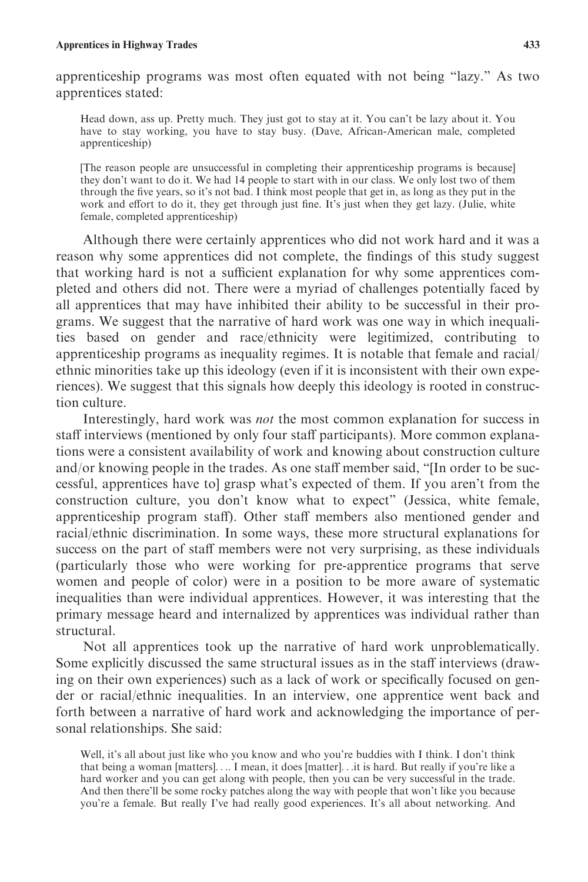apprenticeship programs was most often equated with not being "lazy." As two apprentices stated:

> Head down, ass up. Pretty much. They just got to stay at it. You can't be lazy about it. You have to stay working, you have to stay busy. (Dave, African-American male, completed apprenticeship)

> [The reason people are unsuccessful in completing their apprenticeship programs is because] they don't want to do it. We had 14 people to start with in our class. We only lost two of them through the five years, so it's not bad. I think most people that get in, as long as they put in the work and effort to do it, they get through just fine. It's just when they get lazy. (Julie, white female, completed apprenticeship)

Although there were certainly apprentices who did not work hard and it was a reason why some apprentices did not complete, the findings of this study suggest that working hard is not a sufficient explanation for why some apprentices completed and others did not. There were a myriad of challenges potentially faced by all apprentices that may have inhibited their ability to be successful in their programs. We suggest that the narrative of hard work was one way in which inequalities based on gender and race/ethnicity were legitimized, contributing to apprenticeship programs as inequality regimes. It is notable that female and racial/ethnic minorities take up this ideology (even if it is inconsistent with their own experiences). We suggest that this signals how deeply this ideology is rooted in construction culture.

Interestingly, hard work was *not* the most common explanation for success in staff interviews (mentioned by only four staff participants). More common explanations were a consistent availability of work and knowing about construction culture and/or knowing people in the trades. As one staff member said, "[In order to be successful, apprentices have to] grasp what's expected of them. If you aren't from the construction culture, you don't know what to expect" (Jessica, white female, apprenticeship program staff). Other staff members also mentioned gender and racial/ethnic discrimination. In some ways, these more structural explanations for success on the part of staff members were not very surprising, as these individuals (particularly those who were working for pre-apprentice programs that serve women and people of color) were in a position to be more aware of systematic inequalities than were individual apprentices. However, it was interesting that the primary message heard and internalized by apprentices was individual rather than structural.

Not all apprentices took up the narrative of hard work unproblematically. Some explicitly discussed the same structural issues as in the staff interviews (drawing on their own experiences) such as a lack of work or specifically focused on gender or racial/ethnic inequalities. In an interview, one apprentice went back and forth between a narrative of hard work and acknowledging the importance of personal relationships. She said:

> Well, it's all about just like who you know and who you're buddies with I think. I don't think that being a woman [matters]. ... I mean, it does [matter]...it is hard. But really if you're like a hard worker and you can get along with people, then you can be very successful in the trade. And then there'll be some rocky patches along the way with people that won't like you because you're a female. But really I've had really good experiences. It's all about networking. And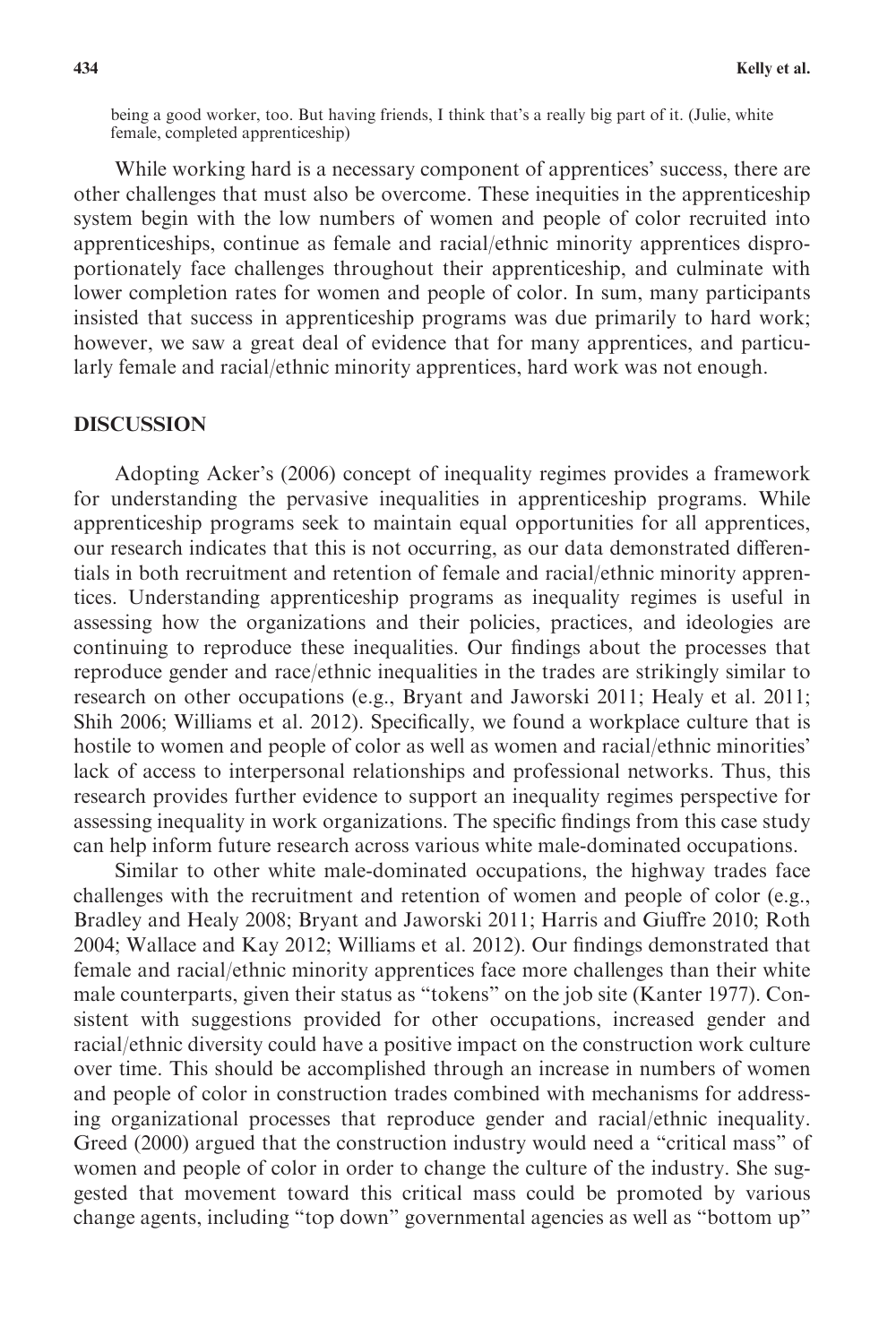being a good worker, too. But having friends, I think that's a really big part of it. (Julie, white female, completed apprenticeship)

While working hard is a necessary component of apprentices' success, there are other challenges that must also be overcome. These inequities in the apprenticeship system begin with the low numbers of women and people of color recruited into apprenticeships, continue as female and racial/ethnic minority apprentices disproportionately face challenges throughout their apprenticeship, and culminate with lower completion rates for women and people of color. In sum, many participants insisted that success in apprenticeship programs was due primarily to hard work; however, we saw a great deal of evidence that for many apprentices, and particularly female and racial/ethnic minority apprentices, hard work was not enough.

## DISCUSSION

Adopting Acker's (2006) concept of inequality regimes provides a framework for understanding the pervasive inequalities in apprenticeship programs. While apprenticeship programs seek to maintain equal opportunities for all apprentices, our research indicates that this is not occurring, as our data demonstrated differentials in both recruitment and retention of female and racial/ethnic minority apprentices. Understanding apprenticeship programs as inequality regimes is useful in assessing how the organizations and their policies, practices, and ideologies are continuing to reproduce these inequalities. Our findings about the processes that reproduce gender and race/ethnic inequalities in the trades are strikingly similar to research on other occupations (e.g., Bryant and Jaworski 2011; Healy et al. 2011; Shih 2006; Williams et al. 2012). Specifically, we found a workplace culture that is hostile to women and people of color as well as women and racial/ethnic minorities' lack of access to interpersonal relationships and professional networks. Thus, this research provides further evidence to support an inequality regimes perspective for assessing inequality in work organizations. The specific findings from this case study can help inform future research across various white male-dominated occupations.

Similar to other white male-dominated occupations, the highway trades face challenges with the recruitment and retention of women and people of color (e.g., Bradley and Healy 2008; Bryant and Jaworski 2011; Harris and Giuffre 2010; Roth 2004; Wallace and Kay 2012; Williams et al. 2012). Our findings demonstrated that female and racial/ethnic minority apprentices face more challenges than their white male counterparts, given their status as "tokens" on the job site (Kanter 1977). Consistent with suggestions provided for other occupations, increased gender and racial/ethnic diversity could have a positive impact on the construction work culture over time. This should be accomplished through an increase in numbers of women and people of color in construction trades combined with mechanisms for addressing organizational processes that reproduce gender and racial/ethnic inequality. Greed (2000) argued that the construction industry would need a "critical mass" of women and people of color in order to change the culture of the industry. She suggested that movement toward this critical mass could be promoted by various change agents, including "top down" governmental agencies as well as "bottom up"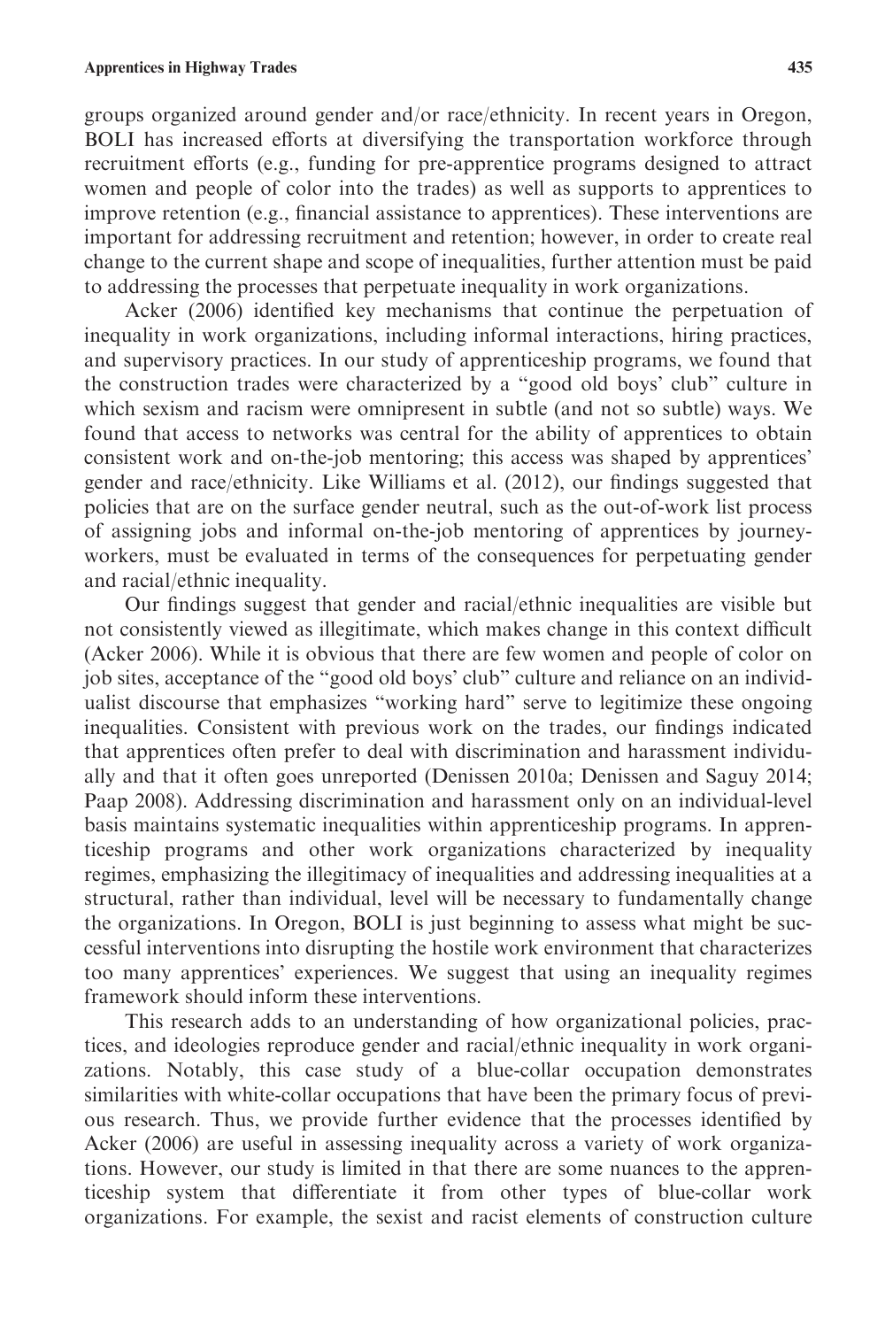groups organized around gender and/or race/ethnicity. In recent years in Oregon, BOLI has increased efforts at diversifying the transportation workforce through recruitment efforts (e.g., funding for pre-apprentice programs designed to attract women and people of color into the trades) as well as supports to apprentices to improve retention (e.g., financial assistance to apprentices). These interventions are important for addressing recruitment and retention; however, in order to create real change to the current shape and scope of inequalities, further attention must be paid to addressing the processes that perpetuate inequality in work organizations.

Acker (2006) identified key mechanisms that continue the perpetuation of inequality in work organizations, including informal interactions, hiring practices, and supervisory practices. In our study of apprenticeship programs, we found that the construction trades were characterized by a "good old boys' club" culture in which sexism and racism were omnipresent in subtle (and not so subtle) ways. We found that access to networks was central for the ability of apprentices to obtain consistent work and on-the-job mentoring; this access was shaped by apprentices' gender and race/ethnicity. Like Williams et al. (2012), our findings suggested that policies that are on the surface gender neutral, such as the out-of-work list process of assigning jobs and informal on-the-job mentoring of apprentices by journeyworkers, must be evaluated in terms of the consequences for perpetuating gender and racial/ethnic inequality.

Our findings suggest that gender and racial/ethnic inequalities are visible but not consistently viewed as illegitimate, which makes change in this context difficult (Acker 2006). While it is obvious that there are few women and people of color on job sites, acceptance of the "good old boys' club" culture and reliance on an individualist discourse that emphasizes "working hard" serve to legitimize these ongoing inequalities. Consistent with previous work on the trades, our findings indicated that apprentices often prefer to deal with discrimination and harassment individually and that it often goes unreported (Denissen 2010a; Denissen and Saguy 2014; Paap 2008). Addressing discrimination and harassment only on an individual-level basis maintains systematic inequalities within apprenticeship programs. In apprenticeship programs and other work organizations characterized by inequality regimes, emphasizing the illegitimacy of inequalities and addressing inequalities at a structural, rather than individual, level will be necessary to fundamentally change the organizations. In Oregon, BOLI is just beginning to assess what might be successful interventions into disrupting the hostile work environment that characterizes too many apprentices' experiences. We suggest that using an inequality regimes framework should inform these interventions.

This research adds to an understanding of how organizational policies, practices, and ideologies reproduce gender and racial/ethnic inequality in work organizations. Notably, this case study of a blue-collar occupation demonstrates similarities with white-collar occupations that have been the primary focus of previous research. Thus, we provide further evidence that the processes identified by Acker (2006) are useful in assessing inequality across a variety of work organizations. However, our study is limited in that there are some nuances to the apprenticeship system that differentiate it from other types of blue-collar work organizations. For example, the sexist and racist elements of construction culture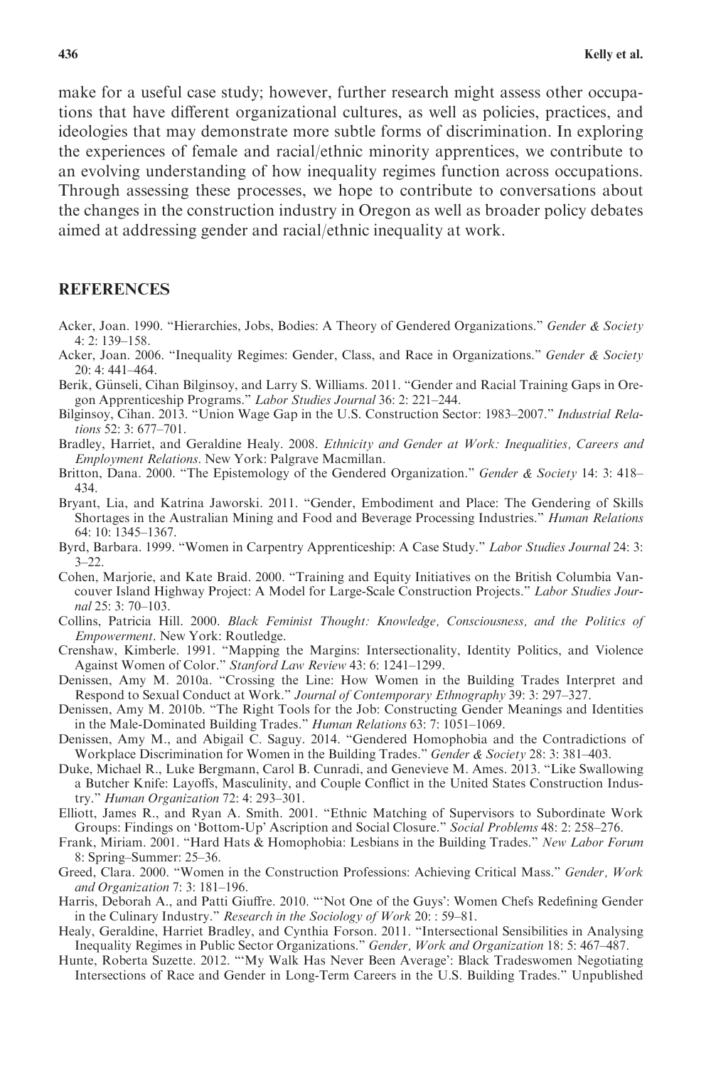make for a useful case study; however, further research might assess other occupations that have different organizational cultures, as well as policies, practices, and ideologies that may demonstrate more subtle forms of discrimination. In exploring the experiences of female and racial/ethnic minority apprentices, we contribute to an evolving understanding of how inequality regimes function across occupations. Through assessing these processes, we hope to contribute to conversations about the changes in the construction industry in Oregon as well as broader policy debates aimed at addressing gender and racial/ethnic inequality at work.

## REFERENCES

Acker, Joan. 1990. "Hierarchies, Jobs, Bodies: A Theory of Gendered Organizations." *Gender & Society* 4: 2: 139–158.

Acker, Joan. 2006. "Inequality Regimes: Gender, Class, and Race in Organizations." *Gender & Society* 20: 4: 441–464.

Berik, Günseli, Cihan Bilginsoy, and Larry S. Williams. 2011. "Gender and Racial Training Gaps in Oregon Apprenticeship Programs." *Labor Studies Journal* 36: 2: 221–244.

Bilginsoy, Cihan. 2013. "Union Wage Gap in the U.S. Construction Sector: 1983–2007." *Industrial Relations* 52: 3: 677–701.

Bradley, Harriet, and Geraldine Healy. 2008. *Ethnicity and Gender at Work: Inequalities, Careers and Employment Relations*. New York: Palgrave Macmillan.

Britton, Dana. 2000. "The Epistemology of the Gendered Organization." *Gender & Society* 14: 3: 418–434.

Bryant, Lia, and Katrina Jaworski. 2011. "Gender, Embodiment and Place: The Gendering of Skills Shortages in the Australian Mining and Food and Beverage Processing Industries." *Human Relations* 64: 10: 1345–1367.

Byrd, Barbara. 1999. "Women in Carpentry Apprenticeship: A Case Study." *Labor Studies Journal* 24: 3: 3–22.

Cohen, Marjorie, and Kate Braid. 2000. "Training and Equity Initiatives on the British Columbia Vancouver Island Highway Project: A Model for Large-Scale Construction Projects." *Labor Studies Journal* 25: 3: 70–103.

Collins, Patricia Hill. 2000. *Black Feminist Thought: Knowledge, Consciousness, and the Politics of Empowerment*. New York: Routledge.

Crenshaw, Kimberle. 1991. "Mapping the Margins: Intersectionality, Identity Politics, and Violence Against Women of Color." *Stanford Law Review* 43: 6: 1241–1299.

Denissen, Amy M. 2010a. "Crossing the Line: How Women in the Building Trades Interpret and Respond to Sexual Conduct at Work." *Journal of Contemporary Ethnography* 39: 3: 297–327.

Denissen, Amy M. 2010b. "The Right Tools for the Job: Constructing Gender Meanings and Identities in the Male-Dominated Building Trades." *Human Relations* 63: 7: 1051–1069.

Denissen, Amy M., and Abigail C. Saguy. 2014. "Gendered Homophobia and the Contradictions of Workplace Discrimination for Women in the Building Trades." *Gender & Society* 28: 3: 381–403.

Duke, Michael R., Luke Bergmann, Carol B. Cunradi, and Genevieve M. Ames. 2013. "Like Swallowing a Butcher Knife: Layoffs, Masculinity, and Couple Conflict in the United States Construction Industry." *Human Organization* 72: 4: 293–301.

Elliott, James R., and Ryan A. Smith. 2001. "Ethnic Matching of Supervisors to Subordinate Work Groups: Findings on 'Bottom-Up' Ascription and Social Closure." *Social Problems* 48: 2: 258–276.

Frank, Miriam. 2001. "Hard Hats & Homophobia: Lesbians in the Building Trades." *New Labor Forum* 8: Spring–Summer: 25–36.

Greed, Clara. 2000. "Women in the Construction Professions: Achieving Critical Mass." *Gender, Work and Organization* 7: 3: 181–196.

Harris, Deborah A., and Patti Giuffre. 2010. "'Not One of the Guys': Women Chefs Redefining Gender in the Culinary Industry." *Research in the Sociology of Work* 20: : 59–81.

Healy, Geraldine, Harriet Bradley, and Cynthia Forson. 2011. "Intersectional Sensibilities in Analysing Inequality Regimes in Public Sector Organizations." *Gender, Work and Organization* 18: 5: 467–487.

Hunte, Roberta Suzette. 2012. "'My Walk Has Never Been Average': Black Tradeswomen Negotiating Intersections of Race and Gender in Long-Term Careers in the U.S. Building Trades." Unpublished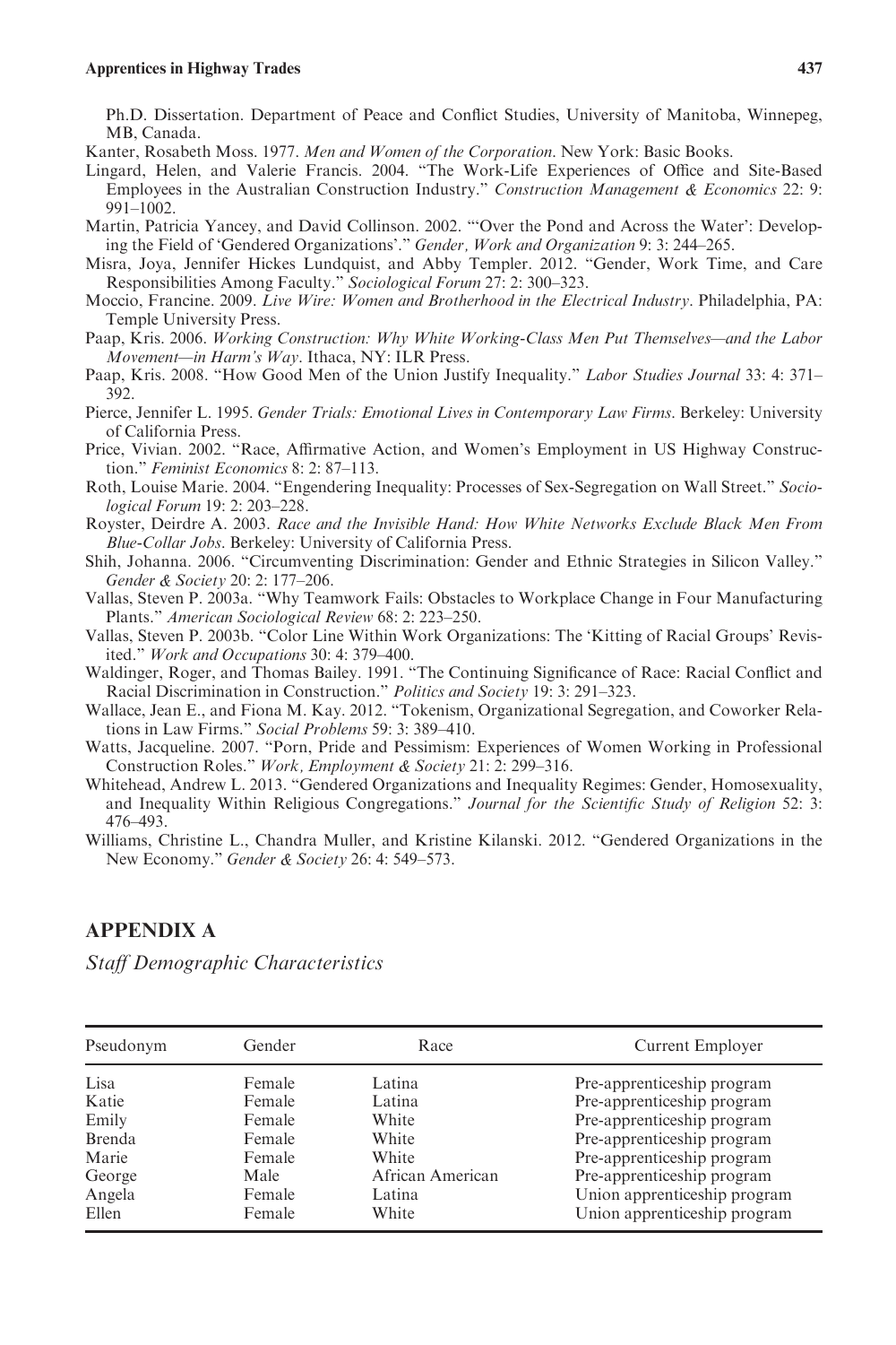Ph.D. Dissertation. Department of Peace and Conflict Studies, University of Manitoba, Winnepeg, MB, Canada.

Kanter, Rosabeth Moss. 1977. *Men and Women of the Corporation*. New York: Basic Books.

Lingard, Helen, and Valerie Francis. 2004. "The Work-Life Experiences of Office and Site-Based Employees in the Australian Construction Industry." *Construction Management & Economics* 22: 9: 991–1002.

Martin, Patricia Yancey, and David Collinson. 2002. "'Over the Pond and Across the Water': Developing the Field of 'Gendered Organizations'." *Gender, Work and Organization* 9: 3: 244–265.

Misra, Joya, Jennifer Hickes Lundquist, and Abby Templer. 2012. "Gender, Work Time, and Care Responsibilities Among Faculty." *Sociological Forum* 27: 2: 300–323.

Moccio, Francine. 2009. *Live Wire: Women and Brotherhood in the Electrical Industry*. Philadelphia, PA: Temple University Press.

Paap, Kris. 2006. *Working Construction: Why White Working-Class Men Put Themselves—and the Labor Movement—in Harm's Way*. Ithaca, NY: ILR Press.

Paap, Kris. 2008. "How Good Men of the Union Justify Inequality." *Labor Studies Journal* 33: 4: 371–392.

Pierce, Jennifer L. 1995. *Gender Trials: Emotional Lives in Contemporary Law Firms*. Berkeley: University of California Press.

Price, Vivian. 2002. "Race, Affirmative Action, and Women's Employment in US Highway Construction." *Feminist Economics* 8: 2: 87–113.

Roth, Louise Marie. 2004. "Engendering Inequality: Processes of Sex-Segregation on Wall Street." *Sociological Forum* 19: 2: 203–228.

Royster, Deirdre A. 2003. *Race and the Invisible Hand: How White Networks Exclude Black Men From Blue-Collar Jobs*. Berkeley: University of California Press.

Shih, Johanna. 2006. "Circumventing Discrimination: Gender and Ethnic Strategies in Silicon Valley." *Gender & Society* 20: 2: 177–206.

Vallas, Steven P. 2003a. "Why Teamwork Fails: Obstacles to Workplace Change in Four Manufacturing Plants." *American Sociological Review* 68: 2: 223–250.

Vallas, Steven P. 2003b. "Color Line Within Work Organizations: The 'Kitting of Racial Groups' Revisited." *Work and Occupations* 30: 4: 379–400.

Waldinger, Roger, and Thomas Bailey. 1991. "The Continuing Significance of Race: Racial Conflict and Racial Discrimination in Construction." *Politics and Society* 19: 3: 291–323.

Wallace, Jean E., and Fiona M. Kay. 2012. "Tokenism, Organizational Segregation, and Coworker Relations in Law Firms." *Social Problems* 59: 3: 389–410.

Watts, Jacqueline. 2007. "Porn, Pride and Pessimism: Experiences of Women Working in Professional Construction Roles." *Work, Employment & Society* 21: 2: 299–316.

Whitehead, Andrew L. 2013. "Gendered Organizations and Inequality Regimes: Gender, Homosexuality, and Inequality Within Religious Congregations." *Journal for the Scientific Study of Religion* 52: 3: 476–493.

Williams, Christine L., Chandra Muller, and Kristine Kilanski. 2012. "Gendered Organizations in the New Economy." *Gender & Society* 26: 4: 549–573.

## APPENDIX A

*Staff Demographic Characteristics*

| Pseudonym | Gender | Race | Current Employer |
|---|---|---|---|
| Lisa | Female | Latina | Pre-apprenticeship program |
| Katie | Female | Latina | Pre-apprenticeship program |
| Emily | Female | White | Pre-apprenticeship program |
| Brenda | Female | White | Pre-apprenticeship program |
| Marie | Female | White | Pre-apprenticeship program |
| George | Male | African American | Pre-apprenticeship program |
| Angela | Female | Latina | Union apprenticeship program |
| Ellen | Female | White | Union apprenticeship program |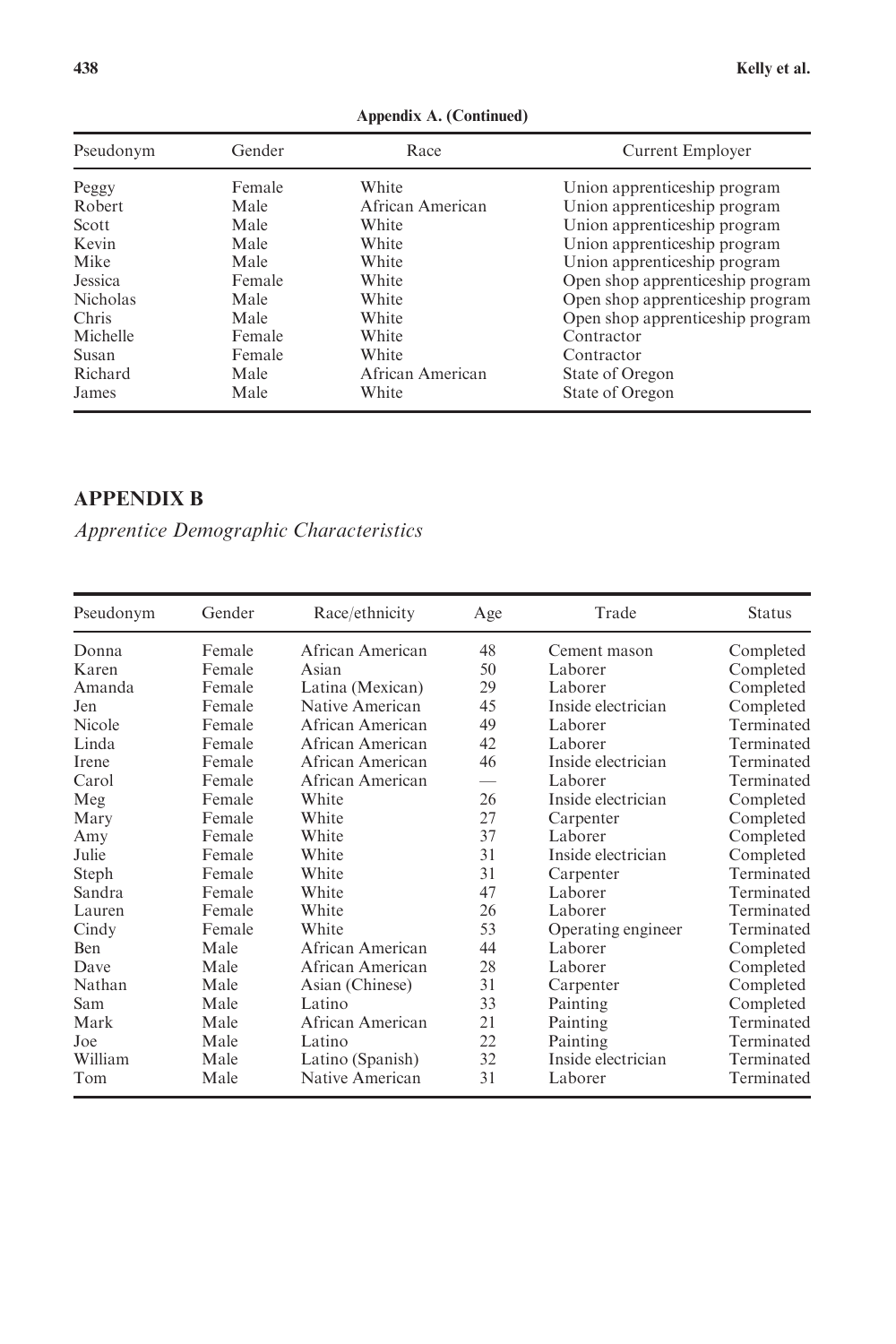**Appendix A. (Continued)**

| Pseudonym | Gender | Race | Current Employer |
|---|---|---|---|
| Peggy | Female | White | Union apprenticeship program |
| Robert | Male | African American | Union apprenticeship program |
| Scott | Male | White | Union apprenticeship program |
| Kevin | Male | White | Union apprenticeship program |
| Mike | Male | White | Union apprenticeship program |
| Jessica | Female | White | Open shop apprenticeship program |
| Nicholas | Male | White | Open shop apprenticeship program |
| Chris | Male | White | Open shop apprenticeship program |
| Michelle | Female | White | Contractor |
| Susan | Female | White | Contractor |
| Richard | Male | African American | State of Oregon |
| James | Male | White | State of Oregon |

## APPENDIX B

*Apprentice Demographic Characteristics*

| Pseudonym | Gender | Race/ethnicity | Age | Trade | Status |
|---|---|---|---|---|---|
| Donna | Female | African American | 48 | Cement mason | Completed |
| Karen | Female | Asian | 50 | Laborer | Completed |
| Amanda | Female | Latina (Mexican) | 29 | Laborer | Completed |
| Jen | Female | Native American | 45 | Inside electrician | Completed |
| Nicole | Female | African American | 49 | Laborer | Terminated |
| Linda | Female | African American | 42 | Laborer | Terminated |
| Irene | Female | African American | 46 | Inside electrician | Terminated |
| Carol | Female | African American | — | Laborer | Terminated |
| Meg | Female | White | 26 | Inside electrician | Completed |
| Mary | Female | White | 27 | Carpenter | Completed |
| Amy | Female | White | 37 | Laborer | Completed |
| Julie | Female | White | 31 | Inside electrician | Completed |
| Steph | Female | White | 31 | Carpenter | Terminated |
| Sandra | Female | White | 47 | Laborer | Terminated |
| Lauren | Female | White | 26 | Laborer | Terminated |
| Cindy | Female | White | 53 | Operating engineer | Terminated |
| Ben | Male | African American | 44 | Laborer | Completed |
| Dave | Male | African American | 28 | Laborer | Completed |
| Nathan | Male | Asian (Chinese) | 31 | Carpenter | Completed |
| Sam | Male | Latino | 33 | Painting | Completed |
| Mark | Male | African American | 21 | Painting | Terminated |
| Joe | Male | Latino | 22 | Painting | Terminated |
| William | Male | Latino (Spanish) | 32 | Inside electrician | Terminated |
| Tom | Male | Native American | 31 | Laborer | Terminated |